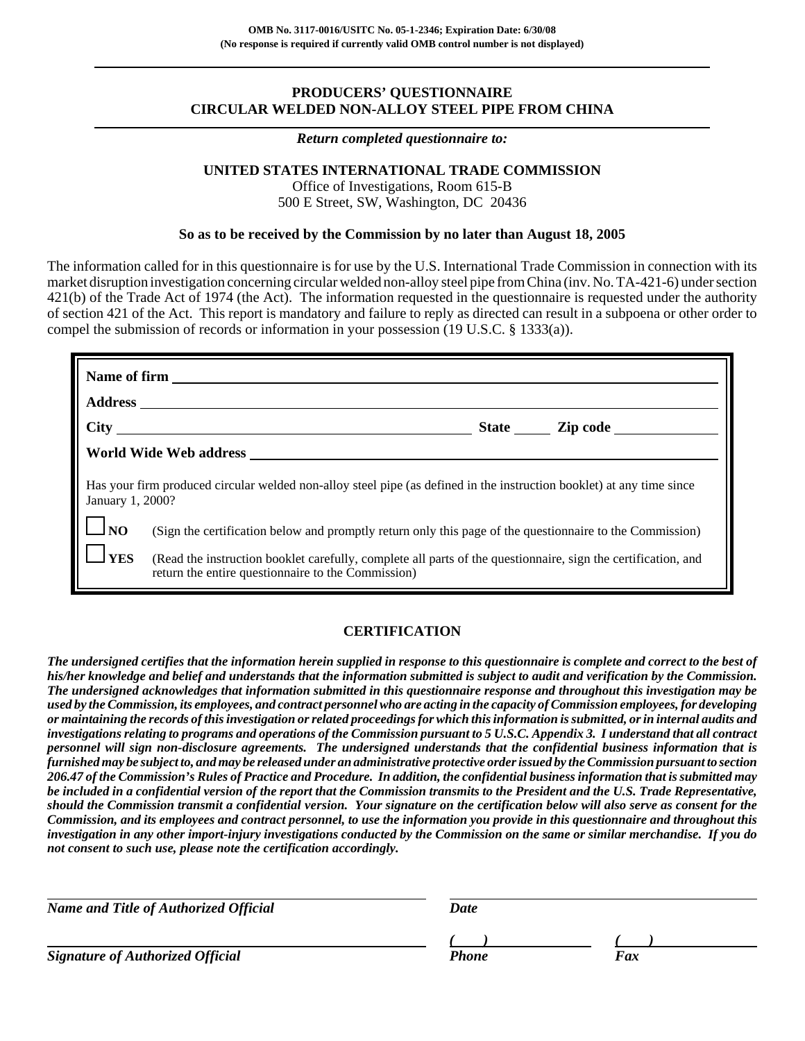**OMB No. 3117-0016/USITC No. 05-1-2346; Expiration Date: 6/30/08**
**(No response is required if currently valid OMB control number is not displayed)**

---

# PRODUCERS' QUESTIONNAIRE
# CIRCULAR WELDED NON-ALLOY STEEL PIPE FROM CHINA

---

***Return completed questionnaire to:***

**UNITED STATES INTERNATIONAL TRADE COMMISSION**
Office of Investigations, Room 615-B
500 E Street, SW, Washington, DC 20436

**So as to be received by the Commission by no later than August 18, 2005**

The information called for in this questionnaire is for use by the U.S. International Trade Commission in connection with its market disruption investigation concerning circular welded non-alloy steel pipe from China (inv. No. TA-421-6) under section 421(b) of the Trade Act of 1974 (the Act). The information requested in the questionnaire is requested under the authority of section 421 of the Act. This report is mandatory and failure to reply as directed can result in a subpoena or other order to compel the submission of records or information in your possession (19 U.S.C. § 1333(a)).

**Name of firm** ______________________________

**Address** ______________________________

**City** ______________________ **State** _____ **Zip code** __________

**World Wide Web address** ______________________________

Has your firm produced circular welded non-alloy steel pipe (as defined in the instruction booklet) at any time since January 1, 2000?

☐ **NO** (Sign the certification below and promptly return only this page of the questionnaire to the Commission)

☐ **YES** (Read the instruction booklet carefully, complete all parts of the questionnaire, sign the certification, and return the entire questionnaire to the Commission)

## CERTIFICATION

***The undersigned certifies that the information herein supplied in response to this questionnaire is complete and correct to the best of his/her knowledge and belief and understands that the information submitted is subject to audit and verification by the Commission. The undersigned acknowledges that information submitted in this questionnaire response and throughout this investigation may be used by the Commission, its employees, and contract personnel who are acting in the capacity of Commission employees, for developing or maintaining the records of this investigation or related proceedings for which this information is submitted, or in internal audits and investigations relating to programs and operations of the Commission pursuant to 5 U.S.C. Appendix 3. I understand that all contract personnel will sign non-disclosure agreements. The undersigned understands that the confidential business information that is furnished may be subject to, and may be released under an administrative protective order issued by the Commission pursuant to section 206.47 of the Commission's Rules of Practice and Procedure. In addition, the confidential business information that is submitted may be included in a confidential version of the report that the Commission transmits to the President and the U.S. Trade Representative, should the Commission transmit a confidential version. Your signature on the certification below will also serve as consent for the Commission, and its employees and contract personnel, to use the information you provide in this questionnaire and throughout this investigation in any other import-injury investigations conducted by the Commission on the same or similar merchandise. If you do not consent to such use, please note the certification accordingly.***

______________________________ ______________________________
***Name and Title of Authorized Official*** ***Date***

______________________________ ( ) ______________ ( ) ______________
***Signature of Authorized Official*** ***Phone*** ***Fax***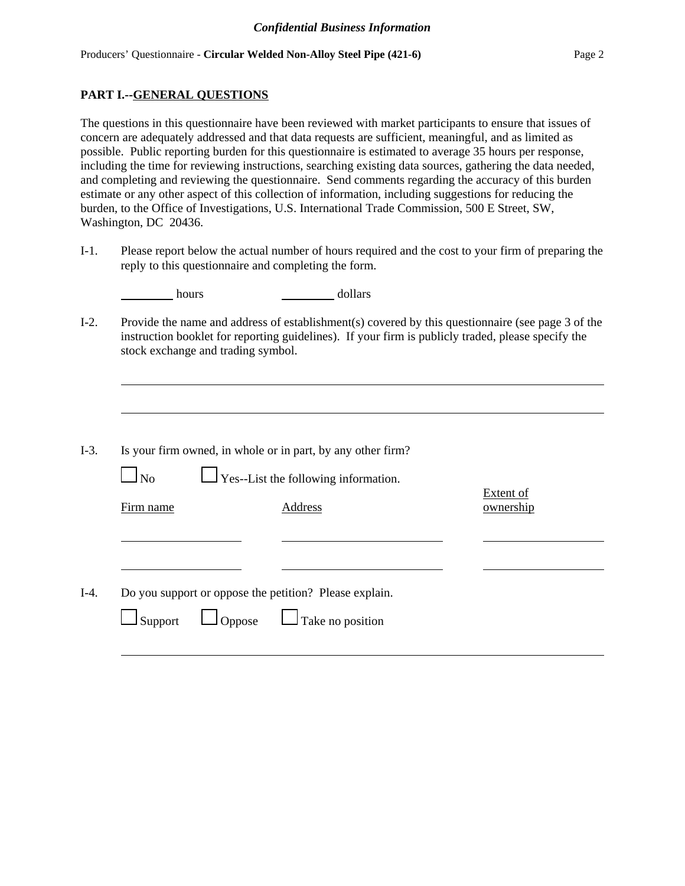## PART I.--GENERAL QUESTIONS

The questions in this questionnaire have been reviewed with market participants to ensure that issues of concern are adequately addressed and that data requests are sufficient, meaningful, and as limited as possible. Public reporting burden for this questionnaire is estimated to average 35 hours per response, including the time for reviewing instructions, searching existing data sources, gathering the data needed, and completing and reviewing the questionnaire. Send comments regarding the accuracy of this burden estimate or any other aspect of this collection of information, including suggestions for reducing the burden, to the Office of Investigations, U.S. International Trade Commission, 500 E Street, SW, Washington, DC 20436.

I-1. Please report below the actual number of hours required and the cost to your firm of preparing the reply to this questionnaire and completing the form.

________ hours ________ dollars

I-2. Provide the name and address of establishment(s) covered by this questionnaire (see page 3 of the instruction booklet for reporting guidelines). If your firm is publicly traded, please specify the stock exchange and trading symbol.

______________________________________________________________________

______________________________________________________________________

I-3. Is your firm owned, in whole or in part, by any other firm?

☐ No ☐ Yes--List the following information.

| Firm name | Address | Extent of ownership |
|---|---|---|
| | | |
| | | |

I-4. Do you support or oppose the petition? Please explain.

☐ Support ☐ Oppose ☐ Take no position

______________________________________________________________________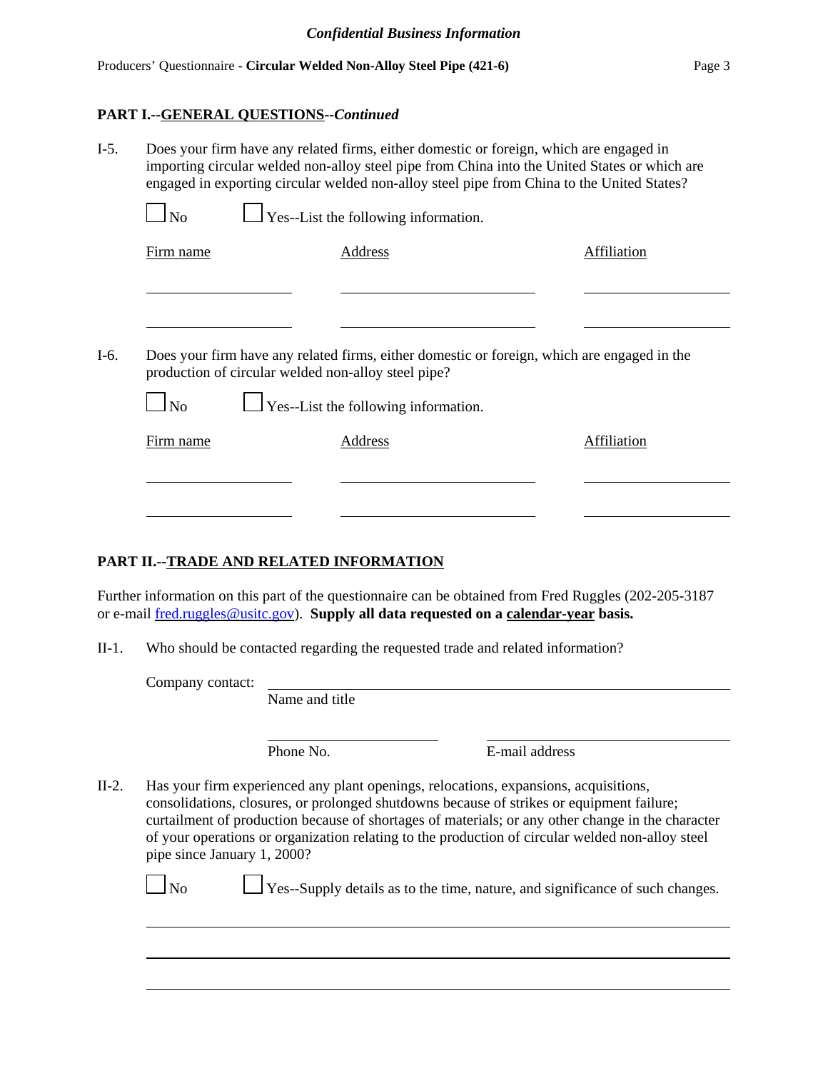## PART I.--GENERAL QUESTIONS--*Continued*

I-5. Does your firm have any related firms, either domestic or foreign, which are engaged in importing circular welded non-alloy steel pipe from China into the United States or which are engaged in exporting circular welded non-alloy steel pipe from China to the United States?

☐ No ☐ Yes--List the following information.

| Firm name | Address | Affiliation |
|---|---|---|
| | | |
| | | |

I-6. Does your firm have any related firms, either domestic or foreign, which are engaged in the production of circular welded non-alloy steel pipe?

☐ No ☐ Yes--List the following information.

| Firm name | Address | Affiliation |
|---|---|---|
| | | |
| | | |

## PART II.--TRADE AND RELATED INFORMATION

Further information on this part of the questionnaire can be obtained from Fred Ruggles (202-205-3187 or e-mail fred.ruggles@usitc.gov). **Supply all data requested on a calendar-year basis.**

II-1. Who should be contacted regarding the requested trade and related information?

Company contact: ______________________________
Name and title

______________________ ______________________
Phone No. E-mail address

II-2. Has your firm experienced any plant openings, relocations, expansions, acquisitions, consolidations, closures, or prolonged shutdowns because of strikes or equipment failure; curtailment of production because of shortages of materials; or any other change in the character of your operations or organization relating to the production of circular welded non-alloy steel pipe since January 1, 2000?

☐ No ☐ Yes--Supply details as to the time, nature, and significance of such changes.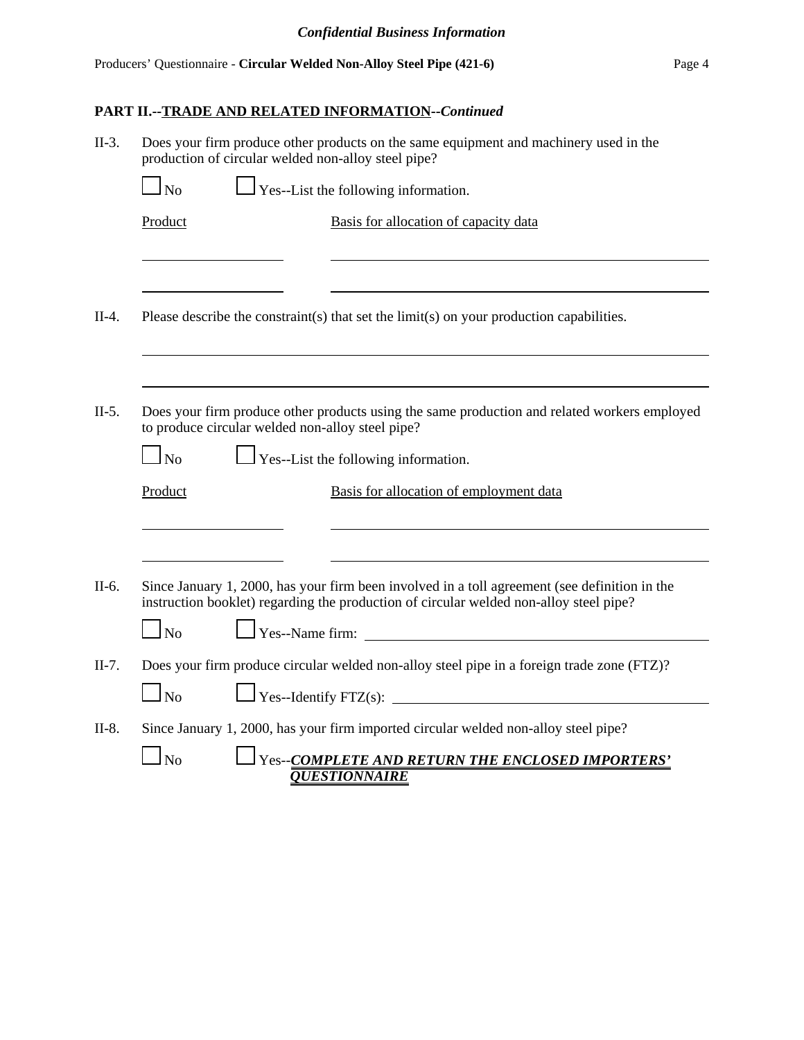**PART II.--TRADE AND RELATED INFORMATION--*Continued***

II-3. Does your firm produce other products on the same equipment and machinery used in the production of circular welded non-alloy steel pipe?

☐ No ☐ Yes--List the following information.

| Product | Basis for allocation of capacity data |
|---|---|
| | |
| | |

II-4. Please describe the constraint(s) that set the limit(s) on your production capabilities.

\_\_\_\_\_\_\_\_\_\_\_\_\_\_\_\_\_\_\_\_\_\_\_\_\_\_\_\_\_\_\_\_\_\_\_\_\_\_\_\_\_\_\_\_\_\_\_\_\_\_\_\_\_\_\_\_\_\_\_\_

\_\_\_\_\_\_\_\_\_\_\_\_\_\_\_\_\_\_\_\_\_\_\_\_\_\_\_\_\_\_\_\_\_\_\_\_\_\_\_\_\_\_\_\_\_\_\_\_\_\_\_\_\_\_\_\_\_\_\_\_

II-5. Does your firm produce other products using the same production and related workers employed to produce circular welded non-alloy steel pipe?

☐ No ☐ Yes--List the following information.

| Product | Basis for allocation of employment data |
|---|---|
| | |
| | |

II-6. Since January 1, 2000, has your firm been involved in a toll agreement (see definition in the instruction booklet) regarding the production of circular welded non-alloy steel pipe?

☐ No ☐ Yes--Name firm: \_\_\_\_\_\_\_\_\_\_\_\_\_\_\_\_\_\_\_\_\_\_\_\_\_\_\_\_\_\_\_\_

II-7. Does your firm produce circular welded non-alloy steel pipe in a foreign trade zone (FTZ)?

☐ No ☐ Yes--Identify FTZ(s): \_\_\_\_\_\_\_\_\_\_\_\_\_\_\_\_\_\_\_\_\_\_\_\_\_\_\_\_\_\_\_\_

II-8. Since January 1, 2000, has your firm imported circular welded non-alloy steel pipe?

☐ No ☐ Yes--***COMPLETE AND RETURN THE ENCLOSED IMPORTERS' QUESTIONNAIRE***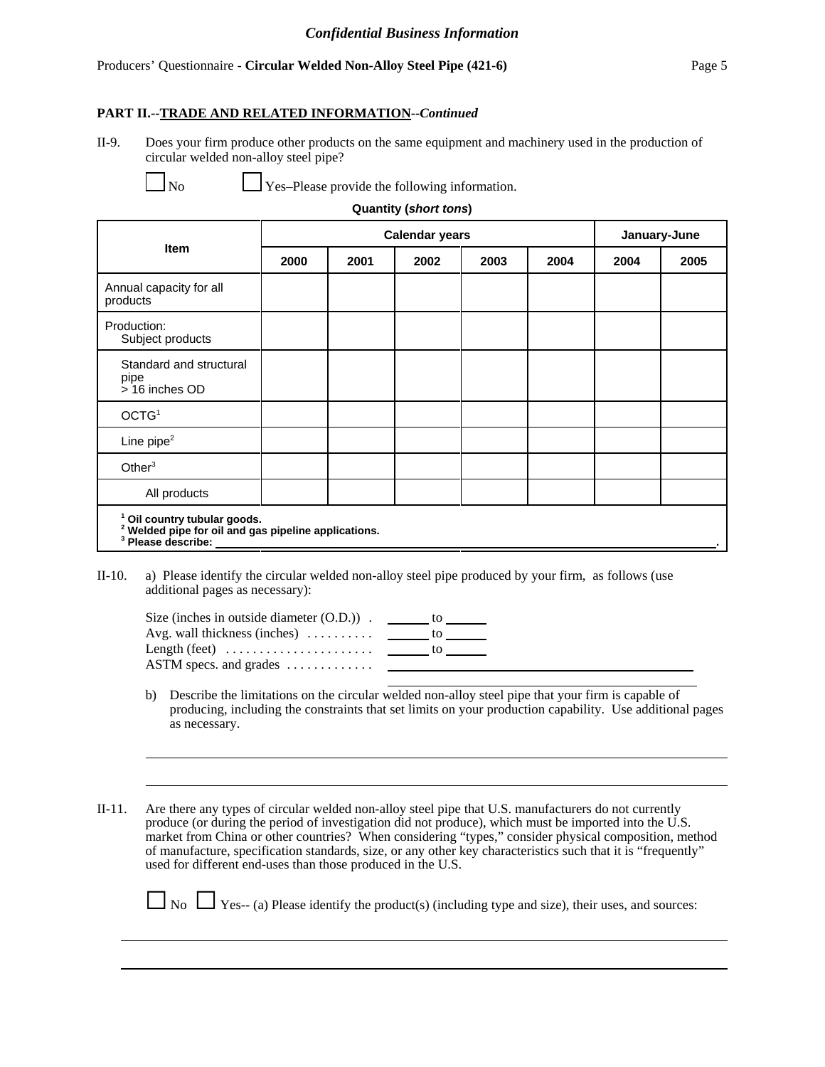*Confidential Business Information*

## PART II.--TRADE AND RELATED INFORMATION--*Continued*

II-9. Does your firm produce other products on the same equipment and machinery used in the production of circular welded non-alloy steel pipe?

☐ No ☐ Yes–Please provide the following information.

**Quantity (*short tons*)**

| Item | Calendar years | | | | | January-June | |
|---|---|---|---|---|---|---|---|
| | 2000 | 2001 | 2002 | 2003 | 2004 | 2004 | 2005 |
| Annual capacity for all products | | | | | | | |
| Production: Subject products | | | | | | | |
| Standard and structural pipe > 16 inches OD | | | | | | | |
| OCTG[1] | | | | | | | |
| Line pipe[2] | | | | | | | |
| Other[3] | | | | | | | |
| All products | | | | | | | |

[1] **Oil country tubular goods.**
[2] **Welded pipe for oil and gas pipeline applications.**
[3] **Please describe:** ______________________________________________.

II-10. a) Please identify the circular welded non-alloy steel pipe produced by your firm, as follows (use additional pages as necessary):

Size (inches in outside diameter (O.D.)) . ______ to ______
Avg. wall thickness (inches) .......... ______ to ______
Length (feet) ...................... ______ to ______
ASTM specs. and grades ............. ______________________________

b) Describe the limitations on the circular welded non-alloy steel pipe that your firm is capable of producing, including the constraints that set limits on your production capability. Use additional pages as necessary.

______________________________________________________________

______________________________________________________________

II-11. Are there any types of circular welded non-alloy steel pipe that U.S. manufacturers do not currently produce (or during the period of investigation did not produce), which must be imported into the U.S. market from China or other countries? When considering "types," consider physical composition, method of manufacture, specification standards, size, or any other key characteristics such that it is "frequently" used for different end-uses than those produced in the U.S.

☐ No ☐ Yes-- (a) Please identify the product(s) (including type and size), their uses, and sources:

______________________________________________________________

______________________________________________________________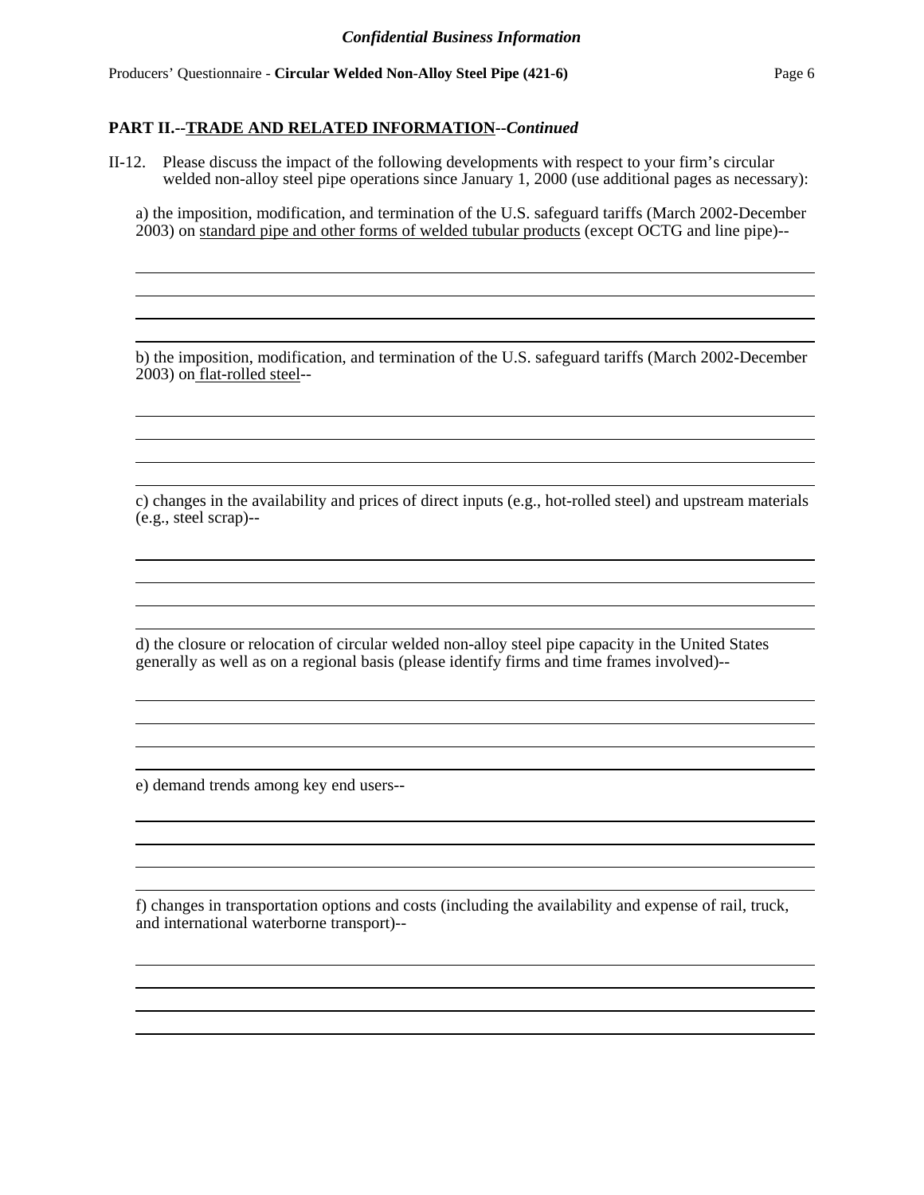*Confidential Business Information*

Producers' Questionnaire - **Circular Welded Non-Alloy Steel Pipe (421-6)**

**PART II.--TRADE AND RELATED INFORMATION--*Continued***

II-12. Please discuss the impact of the following developments with respect to your firm's circular welded non-alloy steel pipe operations since January 1, 2000 (use additional pages as necessary):

a) the imposition, modification, and termination of the U.S. safeguard tariffs (March 2002-December 2003) on standard pipe and other forms of welded tubular products (except OCTG and line pipe)--

b) the imposition, modification, and termination of the U.S. safeguard tariffs (March 2002-December 2003) on flat-rolled steel--

c) changes in the availability and prices of direct inputs (e.g., hot-rolled steel) and upstream materials (e.g., steel scrap)--

d) the closure or relocation of circular welded non-alloy steel pipe capacity in the United States generally as well as on a regional basis (please identify firms and time frames involved)--

e) demand trends among key end users--

f) changes in transportation options and costs (including the availability and expense of rail, truck, and international waterborne transport)--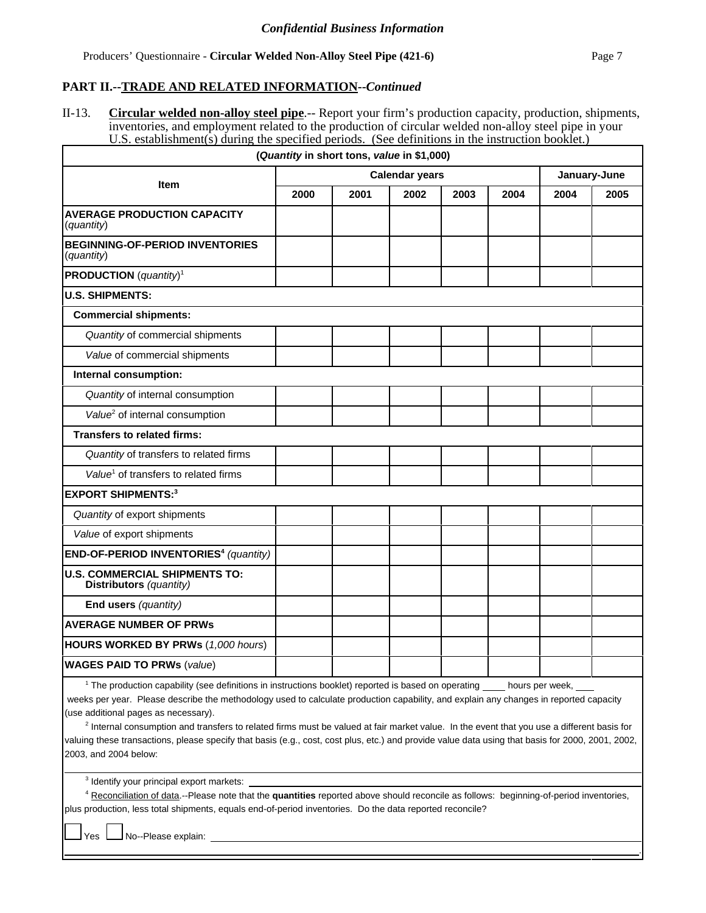*Confidential Business Information*

Producers' Questionnaire - **Circular Welded Non-Alloy Steel Pipe (421-6)**

## PART II.--TRADE AND RELATED INFORMATION--*Continued*

II-13. **Circular welded non-alloy steel pipe**.-- Report your firm's production capacity, production, shipments, inventories, and employment related to the production of circular welded non-alloy steel pipe in your U.S. establishment(s) during the specified periods. (See definitions in the instruction booklet.)

| (*Quantity* in short tons, *value* in $1,000) | | | | | | | |
|---|---|---|---|---|---|---|---|
| **Item** | **Calendar years** | | | | | **January-June** | |
| | **2000** | **2001** | **2002** | **2003** | **2004** | **2004** | **2005** |
| **AVERAGE PRODUCTION CAPACITY** (*quantity*) | | | | | | | |
| **BEGINNING-OF-PERIOD INVENTORIES** (*quantity*) | | | | | | | |
| **PRODUCTION** (*quantity*)[1] | | | | | | | |
| **U.S. SHIPMENTS:** | | | | | | | |
| **Commercial shipments:** | | | | | | | |
| *Quantity* of commercial shipments | | | | | | | |
| *Value* of commercial shipments | | | | | | | |
| **Internal consumption:** | | | | | | | |
| *Quantity* of internal consumption | | | | | | | |
| *Value*[2] of internal consumption | | | | | | | |
| **Transfers to related firms:** | | | | | | | |
| *Quantity* of transfers to related firms | | | | | | | |
| *Value*[1] of transfers to related firms | | | | | | | |
| **EXPORT SHIPMENTS:**[3] | | | | | | | |
| *Quantity* of export shipments | | | | | | | |
| *Value* of export shipments | | | | | | | |
| **END-OF-PERIOD INVENTORIES**[4] *(quantity)* | | | | | | | |
| **U.S. COMMERCIAL SHIPMENTS TO: Distributors** *(quantity)* | | | | | | | |
| **End users** *(quantity)* | | | | | | | |
| **AVERAGE NUMBER OF PRWs** | | | | | | | |
| **HOURS WORKED BY PRWs** (*1,000 hours*) | | | | | | | |
| **WAGES PAID TO PRWs** (*value*) | | | | | | | |

[1] The production capability (see definitions in instructions booklet) reported is based on operating ____ hours per week, ___ weeks per year. Please describe the methodology used to calculate production capability, and explain any changes in reported capacity (use additional pages as necessary).

[2] Internal consumption and transfers to related firms must be valued at fair market value. In the event that you use a different basis for valuing these transactions, please specify that basis (e.g., cost, cost plus, etc.) and provide value data using that basis for 2000, 2001, 2002, 2003, and 2004 below:

[3] Identify your principal export markets: ______________________________

[4] Reconciliation of data.--Please note that the **quantities** reported above should reconcile as follows: beginning-of-period inventories, plus production, less total shipments, equals end-of-period inventories. Do the data reported reconcile?

☐ Yes ☐ No--Please explain: ______________________________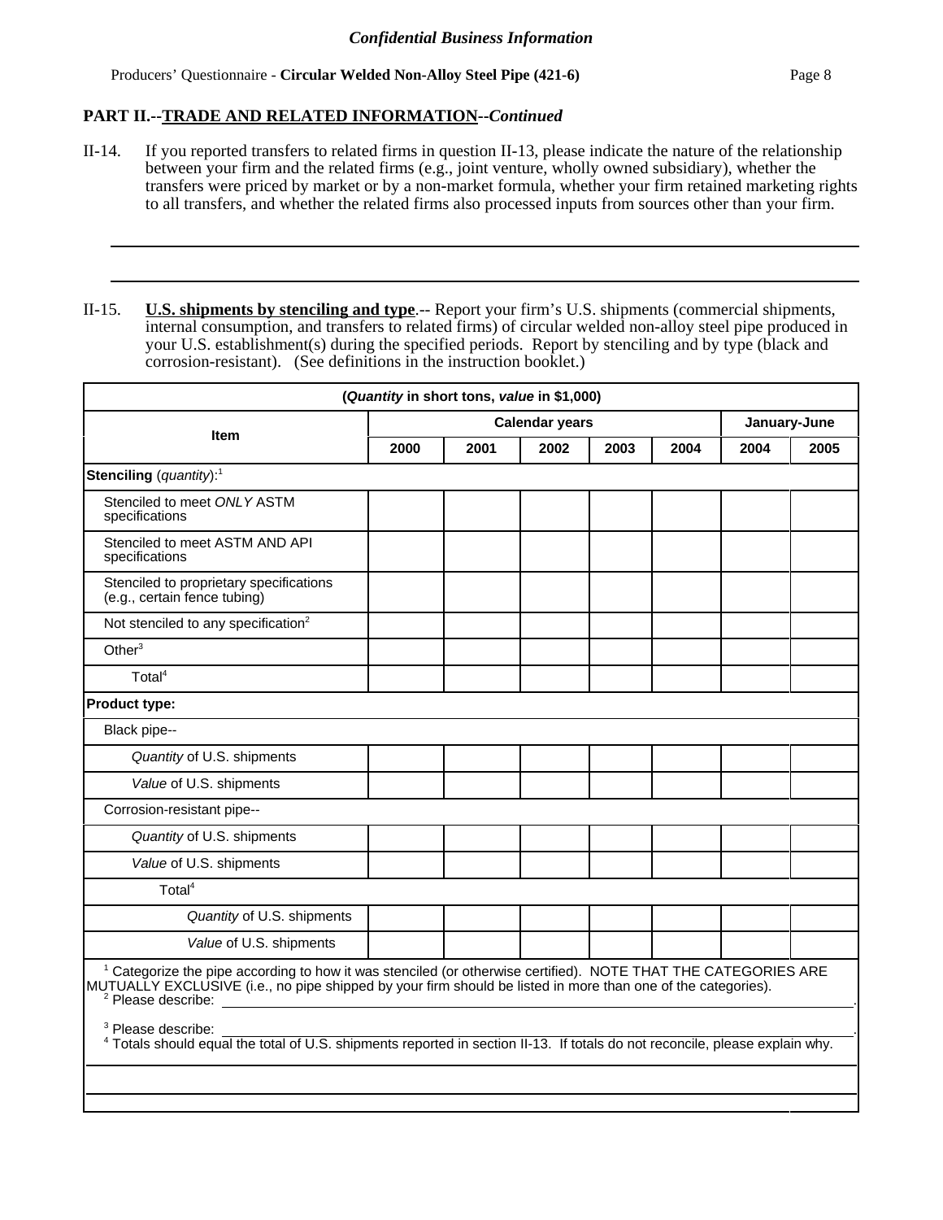**PART II.--TRADE AND RELATED INFORMATION--*Continued***

II-14. If you reported transfers to related firms in question II-13, please indicate the nature of the relationship between your firm and the related firms (e.g., joint venture, wholly owned subsidiary), whether the transfers were priced by market or by a non-market formula, whether your firm retained marketing rights to all transfers, and whether the related firms also processed inputs from sources other than your firm.

II-15. **U.S. shipments by stenciling and type**.-- Report your firm's U.S. shipments (commercial shipments, internal consumption, and transfers to related firms) of circular welded non-alloy steel pipe produced in your U.S. establishment(s) during the specified periods. Report by stenciling and by type (black and corrosion-resistant). (See definitions in the instruction booklet.)

(*Quantity* in short tons, *value* in $1,000)

| Item | Calendar years | | | | | January-June | |
|---|---|---|---|---|---|---|---|
| | 2000 | 2001 | 2002 | 2003 | 2004 | 2004 | 2005 |
| **Stenciling** (*quantity*):[1] | | | | | | | |
| Stenciled to meet *ONLY* ASTM specifications | | | | | | | |
| Stenciled to meet ASTM AND API specifications | | | | | | | |
| Stenciled to proprietary specifications (e.g., certain fence tubing) | | | | | | | |
| Not stenciled to any specification[2] | | | | | | | |
| Other[3] | | | | | | | |
| Total[4] | | | | | | | |
| **Product type:** | | | | | | | |
| Black pipe-- | | | | | | | |
| *Quantity* of U.S. shipments | | | | | | | |
| *Value* of U.S. shipments | | | | | | | |
| Corrosion-resistant pipe-- | | | | | | | |
| *Quantity* of U.S. shipments | | | | | | | |
| *Value* of U.S. shipments | | | | | | | |
| Total[4] | | | | | | | |
| *Quantity* of U.S. shipments | | | | | | | |
| *Value* of U.S. shipments | | | | | | | |

[1] Categorize the pipe according to how it was stenciled (or otherwise certified). NOTE THAT THE CATEGORIES ARE MUTUALLY EXCLUSIVE (i.e., no pipe shipped by your firm should be listed in more than one of the categories).

[2] Please describe: \_\_\_\_\_\_\_\_\_\_\_\_\_\_\_\_\_\_\_\_.

[3] Please describe: \_\_\_\_\_\_\_\_\_\_\_\_\_\_\_\_\_\_\_\_.

[4] Totals should equal the total of U.S. shipments reported in section II-13. If totals do not reconcile, please explain why.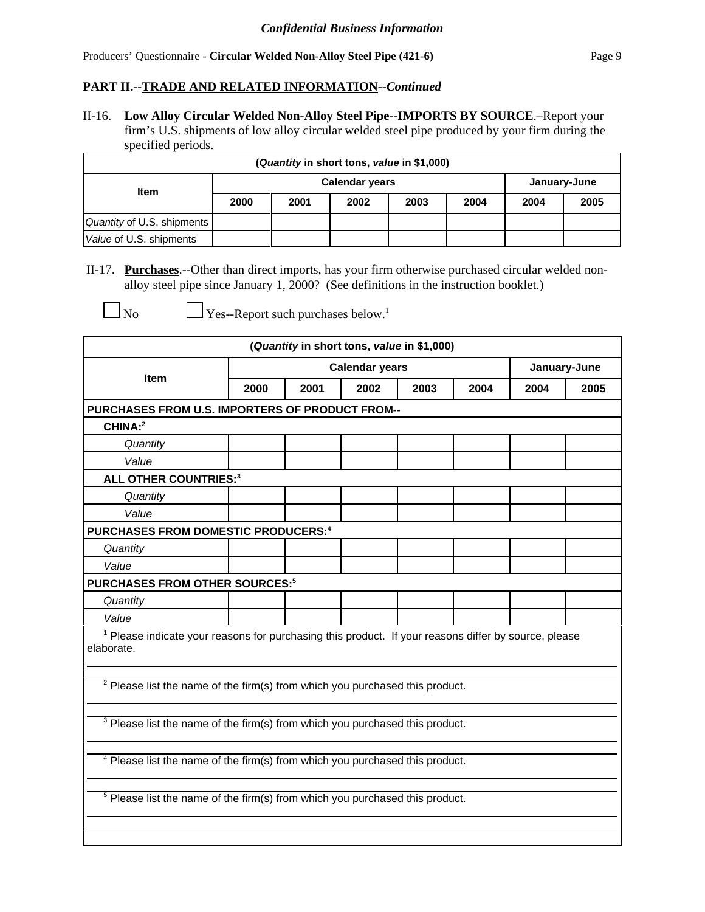*Confidential Business Information*

Producers' Questionnaire - **Circular Welded Non-Alloy Steel Pipe (421-6)**

**PART II.--TRADE AND RELATED INFORMATION--*Continued***

II-16. **Low Alloy Circular Welded Non-Alloy Steel Pipe--IMPORTS BY SOURCE**.–Report your firm's U.S. shipments of low alloy circular welded steel pipe produced by your firm during the specified periods.

| (*Quantity* in short tons, *value* in $1,000) | | | | | | | |
|---|---|---|---|---|---|---|---|
| Item | Calendar years | | | | | January-June | |
| | 2000 | 2001 | 2002 | 2003 | 2004 | 2004 | 2005 |
| *Quantity* of U.S. shipments | | | | | | | |
| *Value* of U.S. shipments | | | | | | | |

II-17. **Purchases**.--Other than direct imports, has your firm otherwise purchased circular welded non-alloy steel pipe since January 1, 2000? (See definitions in the instruction booklet.)

☐ No ☐ Yes--Report such purchases below.[1]

| (*Quantity* in short tons, *value* in $1,000) | | | | | | | |
|---|---|---|---|---|---|---|---|
| Item | Calendar years | | | | | January-June | |
| | 2000 | 2001 | 2002 | 2003 | 2004 | 2004 | 2005 |
| **PURCHASES FROM U.S. IMPORTERS OF PRODUCT FROM--** | | | | | | | |
| **CHINA:**[2] | | | | | | | |
| *Quantity* | | | | | | | |
| *Value* | | | | | | | |
| **ALL OTHER COUNTRIES:**[3] | | | | | | | |
| *Quantity* | | | | | | | |
| *Value* | | | | | | | |
| **PURCHASES FROM DOMESTIC PRODUCERS:**[4] | | | | | | | |
| *Quantity* | | | | | | | |
| *Value* | | | | | | | |
| **PURCHASES FROM OTHER SOURCES:**[5] | | | | | | | |
| *Quantity* | | | | | | | |
| *Value* | | | | | | | |

[1] Please indicate your reasons for purchasing this product. If your reasons differ by source, please elaborate.

[2] Please list the name of the firm(s) from which you purchased this product.

[3] Please list the name of the firm(s) from which you purchased this product.

[4] Please list the name of the firm(s) from which you purchased this product.

[5] Please list the name of the firm(s) from which you purchased this product.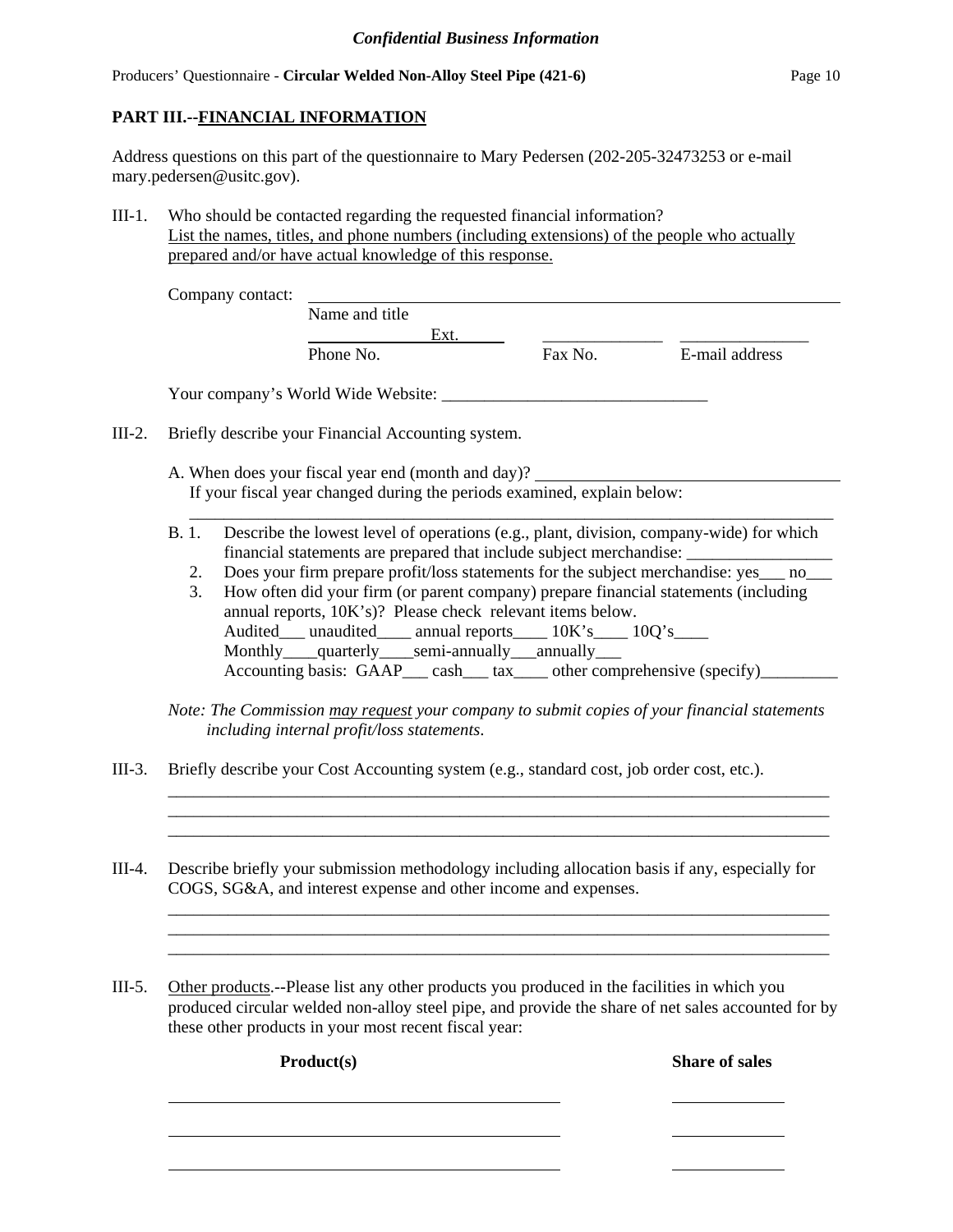*Confidential Business Information*

Producers' Questionnaire - **Circular Welded Non-Alloy Steel Pipe (421-6)**

## PART III.--<u>FINANCIAL INFORMATION</u>

Address questions on this part of the questionnaire to Mary Pedersen (202-205-32473253 or e-mail mary.pedersen@usitc.gov).

III-1. Who should be contacted regarding the requested financial information?
<u>List the names, titles, and phone numbers (including extensions) of the people who actually prepared and/or have actual knowledge of this response.</u>

Company contact: ______________________________________________
Name and title
______________ Ext. ______ ______________ ______________
Phone No. Fax No. E-mail address

Your company's World Wide Website: ______________________________

III-2. Briefly describe your Financial Accounting system.

A. When does your fiscal year end (month and day)? ______________________________
If your fiscal year changed during the periods examined, explain below:
______________________________________________________________________________

B. 1. Describe the lowest level of operations (e.g., plant, division, company-wide) for which financial statements are prepared that include subject merchandise: ________________
2. Does your firm prepare profit/loss statements for the subject merchandise: yes___ no___
3. How often did your firm (or parent company) prepare financial statements (including annual reports, 10K's)? Please check relevant items below.
Audited___ unaudited____ annual reports____ 10K's____ 10Q's____
Monthly____quarterly____semi-annually___annually___
Accounting basis: GAAP___ cash___ tax____ other comprehensive (specify)_________

*Note: The Commission <u>may request</u> your company to submit copies of your financial statements including internal profit/loss statements.*

III-3. Briefly describe your Cost Accounting system (e.g., standard cost, job order cost, etc.).
______________________________________________________________________________
______________________________________________________________________________
______________________________________________________________________________

III-4. Describe briefly your submission methodology including allocation basis if any, especially for COGS, SG&A, and interest expense and other income and expenses.
______________________________________________________________________________
______________________________________________________________________________
______________________________________________________________________________

III-5. <u>Other products</u>.--Please list any other products you produced in the facilities in which you produced circular welded non-alloy steel pipe, and provide the share of net sales accounted for by these other products in your most recent fiscal year:

| **Product(s)** | **Share of sales** |
|---|---|
| | |
| | |
| | |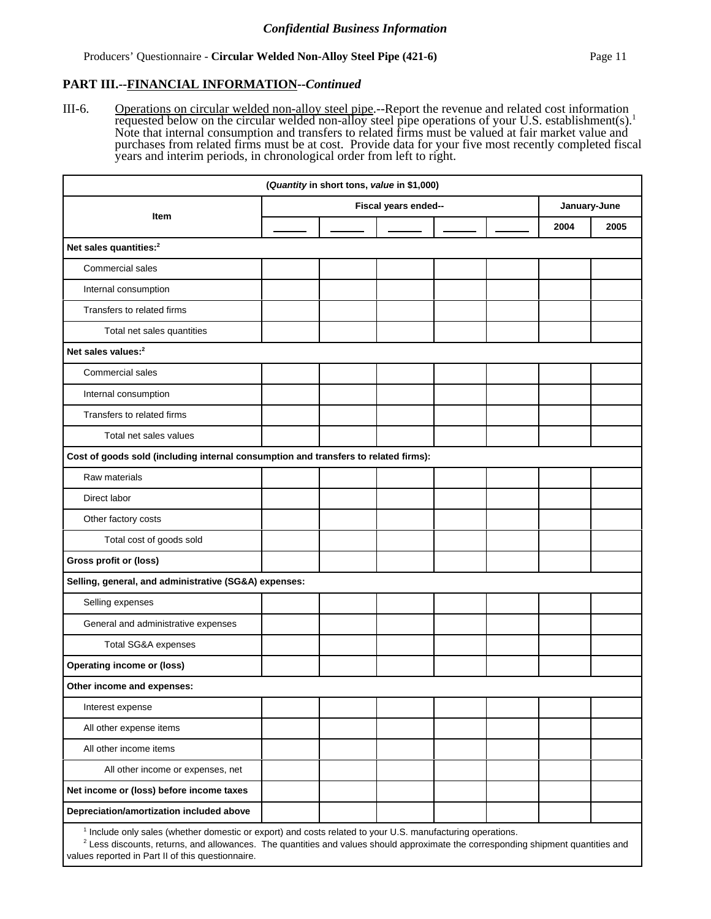*Confidential Business Information*

Producers' Questionnaire - **Circular Welded Non-Alloy Steel Pipe (421-6)**

## PART III.--FINANCIAL INFORMATION--*Continued*

III-6. Operations on circular welded non-alloy steel pipe.--Report the revenue and related cost information requested below on the circular welded non-alloy steel pipe operations of your U.S. establishment(s).[1] Note that internal consumption and transfers to related firms must be valued at fair market value and purchases from related firms must be at cost. Provide data for your five most recently completed fiscal years and interim periods, in chronological order from left to right.

| (*Quantity* in short tons, *value* in $1,000) | | | | | | | |
|---|---|---|---|---|---|---|---|
| **Item** | **Fiscal years ended--** | | | | | **January-June** | |
| | ______ | ______ | ______ | ______ | ______ | **2004** | **2005** |
| **Net sales quantities:**[2] | | | | | | | |
| Commercial sales | | | | | | | |
| Internal consumption | | | | | | | |
| Transfers to related firms | | | | | | | |
| Total net sales quantities | | | | | | | |
| **Net sales values:**[2] | | | | | | | |
| Commercial sales | | | | | | | |
| Internal consumption | | | | | | | |
| Transfers to related firms | | | | | | | |
| Total net sales values | | | | | | | |
| **Cost of goods sold (including internal consumption and transfers to related firms):** | | | | | | | |
| Raw materials | | | | | | | |
| Direct labor | | | | | | | |
| Other factory costs | | | | | | | |
| Total cost of goods sold | | | | | | | |
| **Gross profit or (loss)** | | | | | | | |
| **Selling, general, and administrative (SG&A) expenses:** | | | | | | | |
| Selling expenses | | | | | | | |
| General and administrative expenses | | | | | | | |
| Total SG&A expenses | | | | | | | |
| **Operating income or (loss)** | | | | | | | |
| **Other income and expenses:** | | | | | | | |
| Interest expense | | | | | | | |
| All other expense items | | | | | | | |
| All other income items | | | | | | | |
| All other income or expenses, net | | | | | | | |
| **Net income or (loss) before income taxes** | | | | | | | |
| **Depreciation/amortization included above** | | | | | | | |

[1] Include only sales (whether domestic or export) and costs related to your U.S. manufacturing operations.

[2] Less discounts, returns, and allowances. The quantities and values should approximate the corresponding shipment quantities and values reported in Part II of this questionnaire.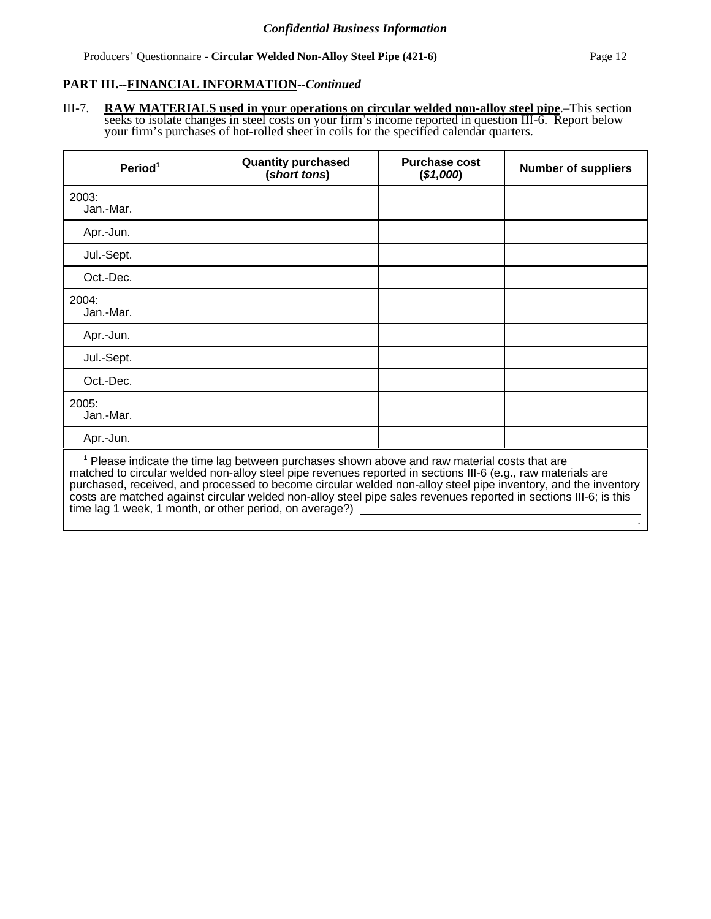PART III.--**FINANCIAL INFORMATION**--*Continued*

III-7. **RAW MATERIALS used in your operations on circular welded non-alloy steel pipe**.–This section seeks to isolate changes in steel costs on your firm's income reported in question III-6. Report below your firm's purchases of hot-rolled sheet in coils for the specified calendar quarters.

| Period[1] | Quantity purchased (*short tons*) | Purchase cost (*$1,000*) | Number of suppliers |
|---|---|---|---|
| 2003: Jan.-Mar. | | | |
| Apr.-Jun. | | | |
| Jul.-Sept. | | | |
| Oct.-Dec. | | | |
| 2004: Jan.-Mar. | | | |
| Apr.-Jun. | | | |
| Jul.-Sept. | | | |
| Oct.-Dec. | | | |
| 2005: Jan.-Mar. | | | |
| Apr.-Jun. | | | |

[1] Please indicate the time lag between purchases shown above and raw material costs that are matched to circular welded non-alloy steel pipe revenues reported in sections III-6 (e.g., raw materials are purchased, received, and processed to become circular welded non-alloy steel pipe inventory, and the inventory costs are matched against circular welded non-alloy steel pipe sales revenues reported in sections III-6; is this time lag 1 week, 1 month, or other period, on average?) ______________________________________________ .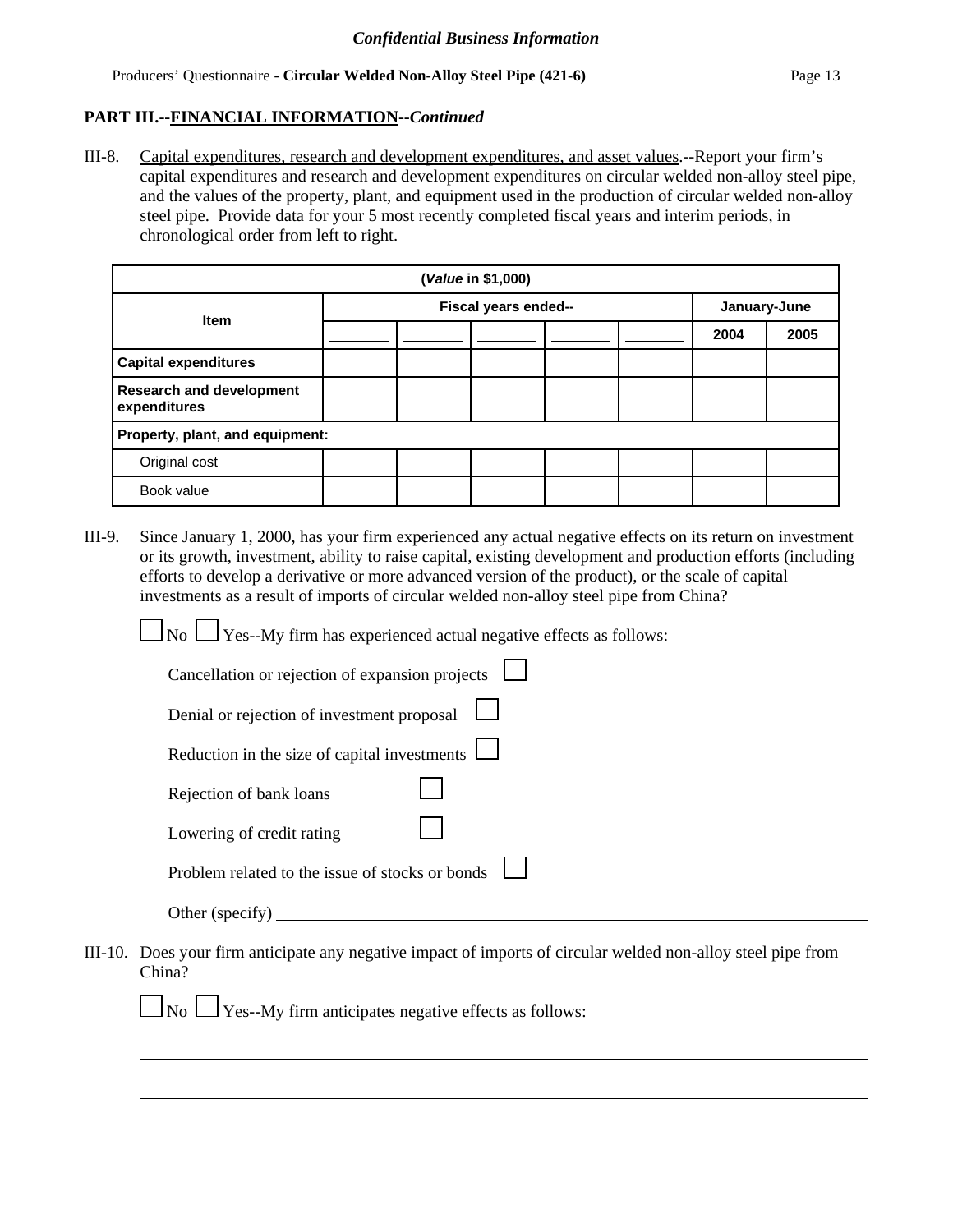*Confidential Business Information*

Producers' Questionnaire - **Circular Welded Non-Alloy Steel Pipe (421-6)**

## PART III.--FINANCIAL INFORMATION--*Continued*

III-8. Capital expenditures, research and development expenditures, and asset values.--Report your firm's capital expenditures and research and development expenditures on circular welded non-alloy steel pipe, and the values of the property, plant, and equipment used in the production of circular welded non-alloy steel pipe. Provide data for your 5 most recently completed fiscal years and interim periods, in chronological order from left to right.

| (*Value* in $1,000) | | | | | | | |
|---|---|---|---|---|---|---|---|
| **Item** | **Fiscal years ended--** | | | | | **January-June** | |
| | _______ | _______ | _______ | _______ | _______ | **2004** | **2005** |
| **Capital expenditures** | | | | | | | |
| **Research and development expenditures** | | | | | | | |
| **Property, plant, and equipment:** | | | | | | | |
| Original cost | | | | | | | |
| Book value | | | | | | | |

III-9. Since January 1, 2000, has your firm experienced any actual negative effects on its return on investment or its growth, investment, ability to raise capital, existing development and production efforts (including efforts to develop a derivative or more advanced version of the product), or the scale of capital investments as a result of imports of circular welded non-alloy steel pipe from China?

☐ No ☐ Yes--My firm has experienced actual negative effects as follows:

Cancellation or rejection of expansion projects ☐

Denial or rejection of investment proposal ☐

Reduction in the size of capital investments ☐

Rejection of bank loans ☐

Lowering of credit rating ☐

Problem related to the issue of stocks or bonds ☐

Other (specify) ________________________________________________

III-10. Does your firm anticipate any negative impact of imports of circular welded non-alloy steel pipe from China?

☐ No ☐ Yes--My firm anticipates negative effects as follows:

________________________________________________

________________________________________________

________________________________________________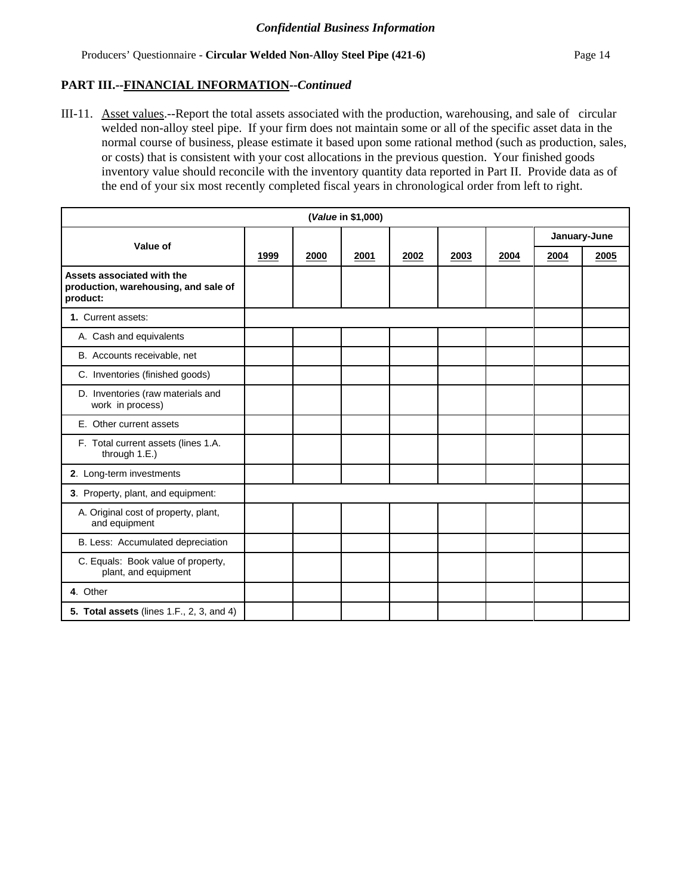*Confidential Business Information*

## PART III.--FINANCIAL INFORMATION--*Continued*

III-11. Asset values.--Report the total assets associated with the production, warehousing, and sale of circular welded non-alloy steel pipe. If your firm does not maintain some or all of the specific asset data in the normal course of business, please estimate it based upon some rational method (such as production, sales, or costs) that is consistent with your cost allocations in the previous question. Your finished goods inventory value should reconcile with the inventory quantity data reported in Part II. Provide data as of the end of your six most recently completed fiscal years in chronological order from left to right.

| (*Value* in $1,000) | | | | | | | | |
|---|---|---|---|---|---|---|---|---|
| **Value of** | | | | | | | **January-June** | |
| | **1999** | **2000** | **2001** | **2002** | **2003** | **2004** | **2004** | **2005** |
| **Assets associated with the production, warehousing, and sale of product:** | | | | | | | | |
| **1.** Current assets: | | | | | | | | |
| A. Cash and equivalents | | | | | | | | |
| B. Accounts receivable, net | | | | | | | | |
| C. Inventories (finished goods) | | | | | | | | |
| D. Inventories (raw materials and work in process) | | | | | | | | |
| E. Other current assets | | | | | | | | |
| F. Total current assets (lines 1.A. through 1.E.) | | | | | | | | |
| **2**. Long-term investments | | | | | | | | |
| **3**. Property, plant, and equipment: | | | | | | | | |
| A. Original cost of property, plant, and equipment | | | | | | | | |
| B. Less: Accumulated depreciation | | | | | | | | |
| C. Equals: Book value of property, plant, and equipment | | | | | | | | |
| **4**. Other | | | | | | | | |
| **5. Total assets** (lines 1.F., 2, 3, and 4) | | | | | | | | |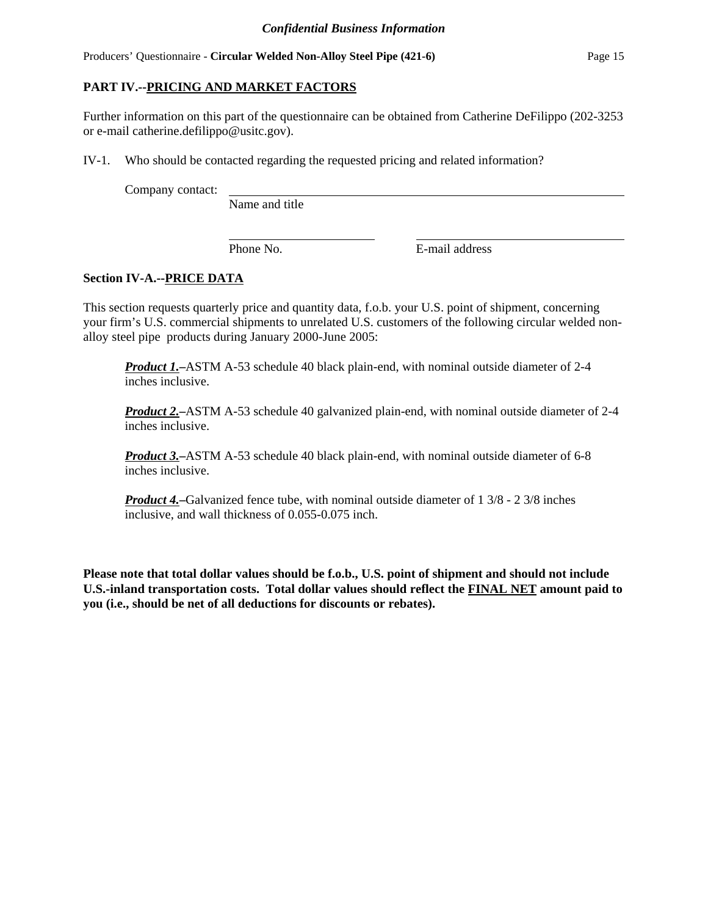## PART IV.--PRICING AND MARKET FACTORS

Further information on this part of the questionnaire can be obtained from Catherine DeFilippo (202-3253 or e-mail catherine.defilippo@usitc.gov).

IV-1. Who should be contacted regarding the requested pricing and related information?

Company contact: ______________________________________________
Name and title

______________________ ______________________________
Phone No. E-mail address

### Section IV-A.--PRICE DATA

This section requests quarterly price and quantity data, f.o.b. your U.S. point of shipment, concerning your firm's U.S. commercial shipments to unrelated U.S. customers of the following circular welded non-alloy steel pipe products during January 2000-June 2005:

***Product 1.***–ASTM A-53 schedule 40 black plain-end, with nominal outside diameter of 2-4 inches inclusive.

***Product 2.***–ASTM A-53 schedule 40 galvanized plain-end, with nominal outside diameter of 2-4 inches inclusive.

***Product 3.***–ASTM A-53 schedule 40 black plain-end, with nominal outside diameter of 6-8 inches inclusive.

***Product 4.***–Galvanized fence tube, with nominal outside diameter of 1 3/8 - 2 3/8 inches inclusive, and wall thickness of 0.055-0.075 inch.

**Please note that total dollar values should be f.o.b., U.S. point of shipment and should not include U.S.-inland transportation costs. Total dollar values should reflect the FINAL NET amount paid to you (i.e., should be net of all deductions for discounts or rebates).**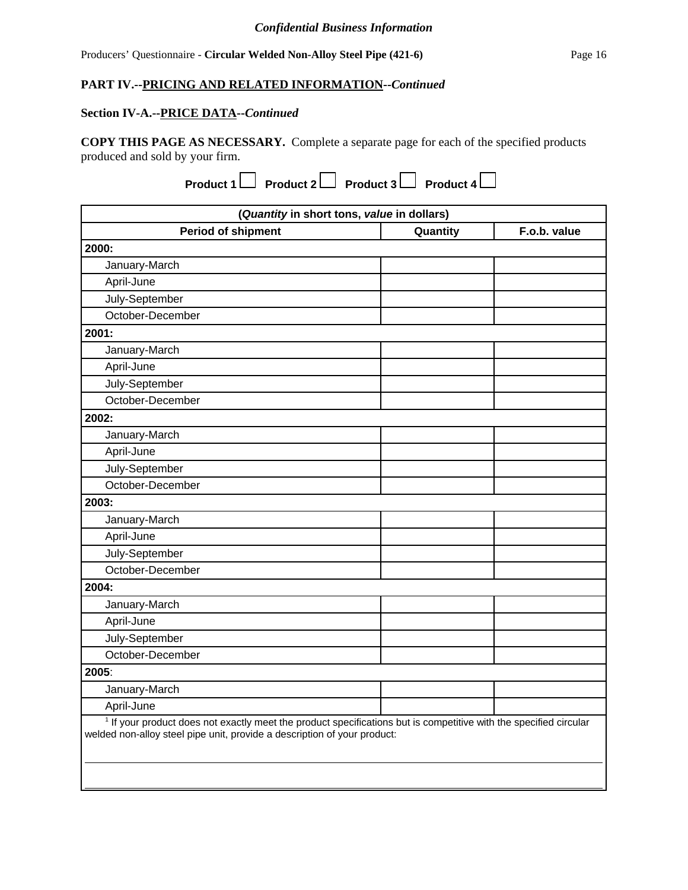*Confidential Business Information*

Producers' Questionnaire - **Circular Welded Non-Alloy Steel Pipe (421-6)**

**PART IV.--PRICING AND RELATED INFORMATION--*Continued***

**Section IV-A.--PRICE DATA--*Continued***

**COPY THIS PAGE AS NECESSARY.** Complete a separate page for each of the specified products produced and sold by your firm.

**Product 1** ☐ **Product 2** ☐ **Product 3** ☐ **Product 4** ☐

| (*Quantity* in short tons, *value* in dollars) | | |
|---|---|---|
| **Period of shipment** | **Quantity** | **F.o.b. value** |
| **2000:** | | |
| January-March | | |
| April-June | | |
| July-September | | |
| October-December | | |
| **2001:** | | |
| January-March | | |
| April-June | | |
| July-September | | |
| October-December | | |
| **2002:** | | |
| January-March | | |
| April-June | | |
| July-September | | |
| October-December | | |
| **2003:** | | |
| January-March | | |
| April-June | | |
| July-September | | |
| October-December | | |
| **2004:** | | |
| January-March | | |
| April-June | | |
| July-September | | |
| October-December | | |
| **2005**: | | |
| January-March | | |
| April-June | | |

[1] If your product does not exactly meet the product specifications but is competitive with the specified circular welded non-alloy steel pipe unit, provide a description of your product:

______________________________________________________________________

______________________________________________________________________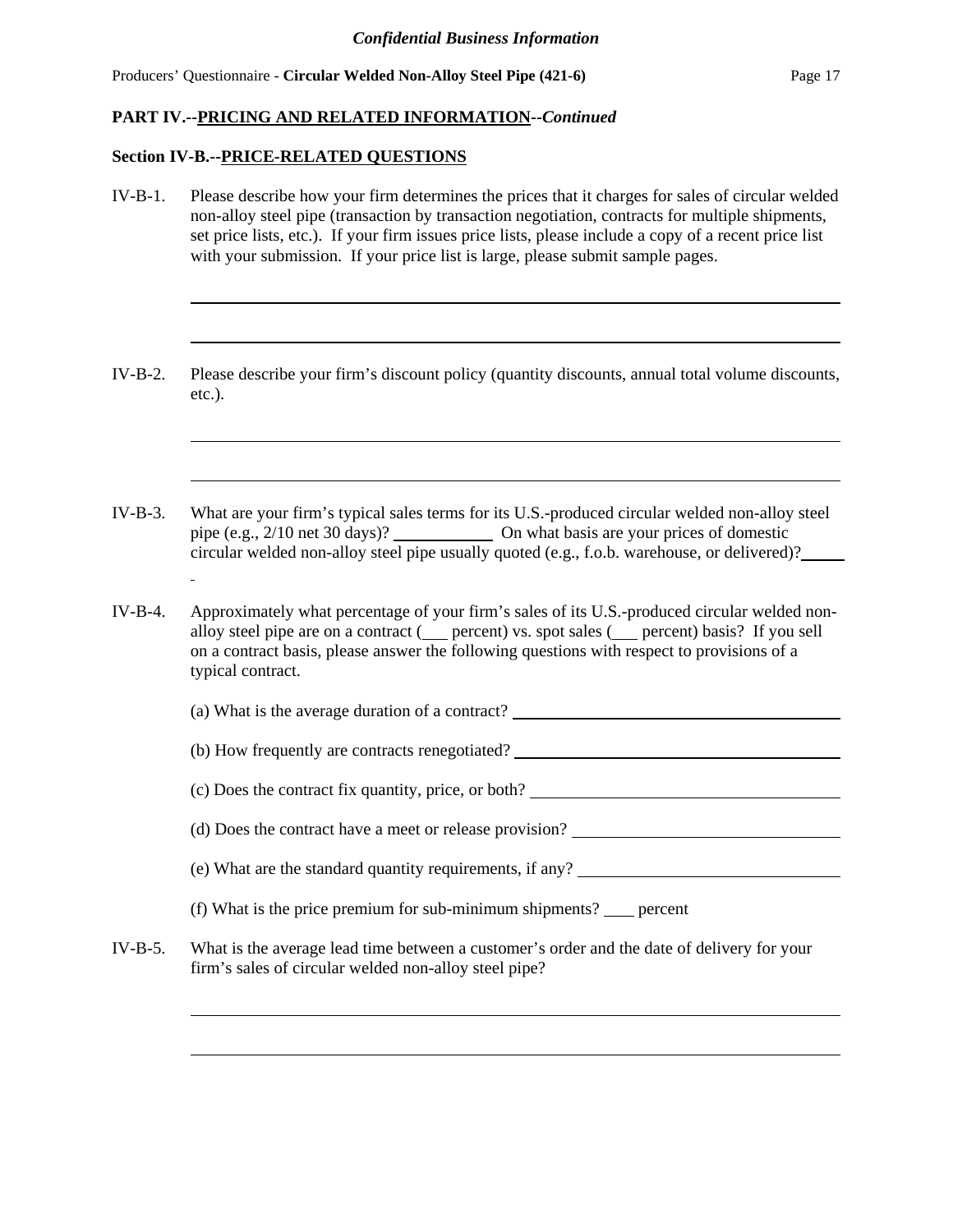## PART IV.--PRICING AND RELATED INFORMATION--*Continued*

### Section IV-B.--PRICE-RELATED QUESTIONS

IV-B-1. Please describe how your firm determines the prices that it charges for sales of circular welded non-alloy steel pipe (transaction by transaction negotiation, contracts for multiple shipments, set price lists, etc.). If your firm issues price lists, please include a copy of a recent price list with your submission. If your price list is large, please submit sample pages.

\_\_\_\_\_\_\_\_\_\_\_\_\_\_\_\_\_\_\_\_\_\_\_\_\_\_\_\_\_\_\_\_\_\_\_\_\_\_\_\_\_\_\_\_\_\_\_\_\_\_\_\_\_\_\_\_\_\_\_\_\_\_\_\_\_\_\_\_\_\_\_\_

\_\_\_\_\_\_\_\_\_\_\_\_\_\_\_\_\_\_\_\_\_\_\_\_\_\_\_\_\_\_\_\_\_\_\_\_\_\_\_\_\_\_\_\_\_\_\_\_\_\_\_\_\_\_\_\_\_\_\_\_\_\_\_\_\_\_\_\_\_\_\_\_

IV-B-2. Please describe your firm's discount policy (quantity discounts, annual total volume discounts, etc.).

\_\_\_\_\_\_\_\_\_\_\_\_\_\_\_\_\_\_\_\_\_\_\_\_\_\_\_\_\_\_\_\_\_\_\_\_\_\_\_\_\_\_\_\_\_\_\_\_\_\_\_\_\_\_\_\_\_\_\_\_\_\_\_\_\_\_\_\_\_\_\_\_

\_\_\_\_\_\_\_\_\_\_\_\_\_\_\_\_\_\_\_\_\_\_\_\_\_\_\_\_\_\_\_\_\_\_\_\_\_\_\_\_\_\_\_\_\_\_\_\_\_\_\_\_\_\_\_\_\_\_\_\_\_\_\_\_\_\_\_\_\_\_\_\_

IV-B-3. What are your firm's typical sales terms for its U.S.-produced circular welded non-alloy steel pipe (e.g., 2/10 net 30 days)? \_\_\_\_\_\_\_\_\_\_\_\_ On what basis are your prices of domestic circular welded non-alloy steel pipe usually quoted (e.g., f.o.b. warehouse, or delivered)? \_\_\_\_\_

IV-B-4. Approximately what percentage of your firm's sales of its U.S.-produced circular welded non-alloy steel pipe are on a contract (\_\_\_ percent) vs. spot sales (\_\_\_ percent) basis? If you sell on a contract basis, please answer the following questions with respect to provisions of a typical contract.

(a) What is the average duration of a contract? \_\_\_\_\_\_\_\_\_\_\_\_\_\_\_\_\_\_\_\_\_\_\_\_\_\_\_\_\_\_\_\_\_\_\_\_

(b) How frequently are contracts renegotiated? \_\_\_\_\_\_\_\_\_\_\_\_\_\_\_\_\_\_\_\_\_\_\_\_\_\_\_\_\_\_\_\_\_\_\_\_

(c) Does the contract fix quantity, price, or both? \_\_\_\_\_\_\_\_\_\_\_\_\_\_\_\_\_\_\_\_\_\_\_\_\_\_\_\_\_\_\_\_\_

(d) Does the contract have a meet or release provision? \_\_\_\_\_\_\_\_\_\_\_\_\_\_\_\_\_\_\_\_\_\_\_\_\_\_\_\_\_

(e) What are the standard quantity requirements, if any? \_\_\_\_\_\_\_\_\_\_\_\_\_\_\_\_\_\_\_\_\_\_\_\_\_\_\_\_\_

(f) What is the price premium for sub-minimum shipments? \_\_\_\_ percent

IV-B-5. What is the average lead time between a customer's order and the date of delivery for your firm's sales of circular welded non-alloy steel pipe?

\_\_\_\_\_\_\_\_\_\_\_\_\_\_\_\_\_\_\_\_\_\_\_\_\_\_\_\_\_\_\_\_\_\_\_\_\_\_\_\_\_\_\_\_\_\_\_\_\_\_\_\_\_\_\_\_\_\_\_\_\_\_\_\_\_\_\_\_\_\_\_\_

\_\_\_\_\_\_\_\_\_\_\_\_\_\_\_\_\_\_\_\_\_\_\_\_\_\_\_\_\_\_\_\_\_\_\_\_\_\_\_\_\_\_\_\_\_\_\_\_\_\_\_\_\_\_\_\_\_\_\_\_\_\_\_\_\_\_\_\_\_\_\_\_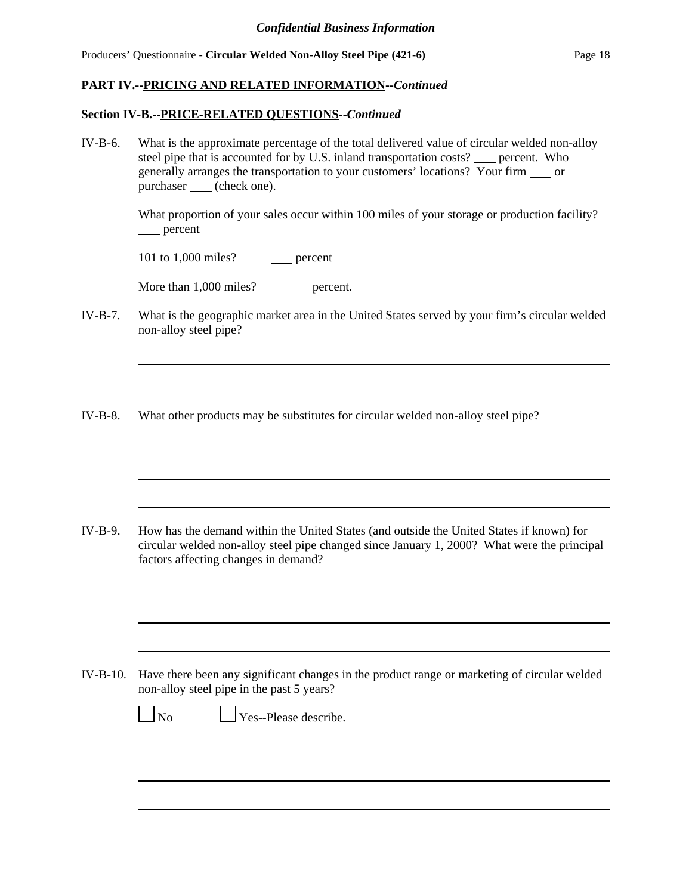*Confidential Business Information*

Producers' Questionnaire - **Circular Welded Non-Alloy Steel Pipe (421-6)**

**PART IV.--PRICING AND RELATED INFORMATION--*Continued***

**Section IV-B.--PRICE-RELATED QUESTIONS--*Continued***

IV-B-6. What is the approximate percentage of the total delivered value of circular welded non-alloy steel pipe that is accounted for by U.S. inland transportation costs? ____ percent. Who generally arranges the transportation to your customers' locations? Your firm ____ or purchaser ____ (check one).

What proportion of your sales occur within 100 miles of your storage or production facility? ____ percent

101 to 1,000 miles? ____ percent

More than 1,000 miles? ____ percent.

IV-B-7. What is the geographic market area in the United States served by your firm's circular welded non-alloy steel pipe?

______________________________________________________________________

______________________________________________________________________

IV-B-8. What other products may be substitutes for circular welded non-alloy steel pipe?

______________________________________________________________________

______________________________________________________________________

______________________________________________________________________

IV-B-9. How has the demand within the United States (and outside the United States if known) for circular welded non-alloy steel pipe changed since January 1, 2000? What were the principal factors affecting changes in demand?

______________________________________________________________________

______________________________________________________________________

______________________________________________________________________

IV-B-10. Have there been any significant changes in the product range or marketing of circular welded non-alloy steel pipe in the past 5 years?

☐ No ☐ Yes--Please describe.

______________________________________________________________________

______________________________________________________________________

______________________________________________________________________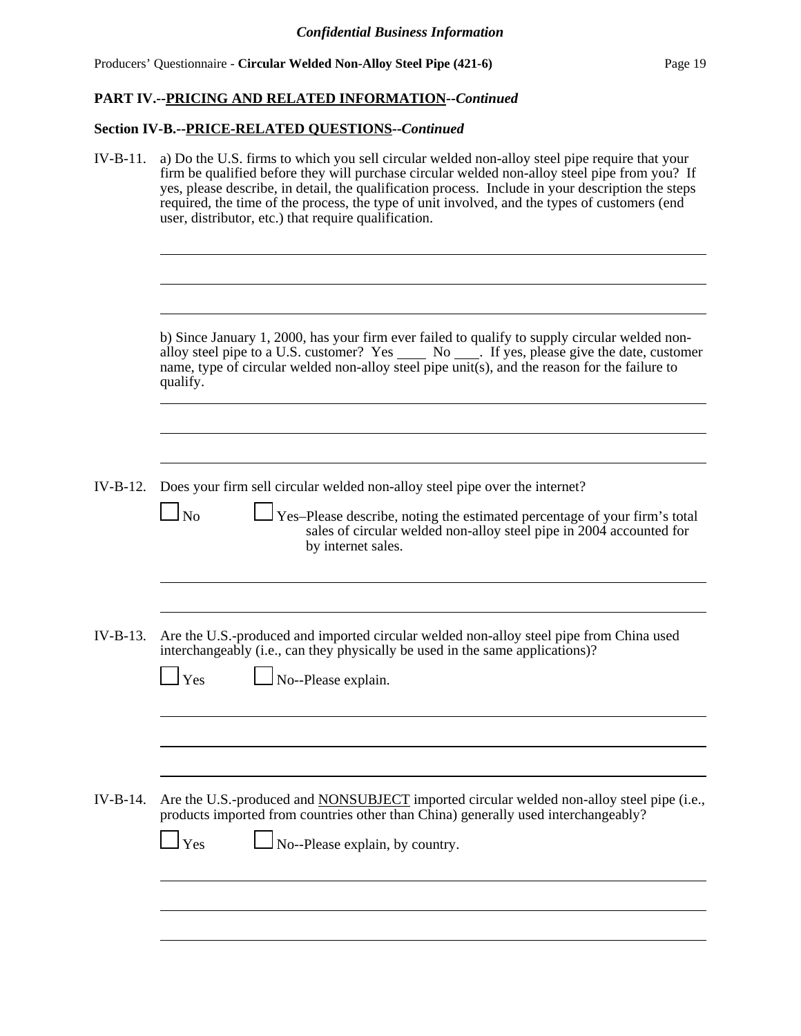**PART IV.--PRICING AND RELATED INFORMATION--*Continued***

**Section IV-B.--PRICE-RELATED QUESTIONS--*Continued***

IV-B-11. a) Do the U.S. firms to which you sell circular welded non-alloy steel pipe require that your firm be qualified before they will purchase circular welded non-alloy steel pipe from you? If yes, please describe, in detail, the qualification process. Include in your description the steps required, the time of the process, the type of unit involved, and the types of customers (end user, distributor, etc.) that require qualification.

______________________________________________________________________

______________________________________________________________________

______________________________________________________________________

b) Since January 1, 2000, has your firm ever failed to qualify to supply circular welded non-alloy steel pipe to a U.S. customer? Yes ____ No ____. If yes, please give the date, customer name, type of circular welded non-alloy steel pipe unit(s), and the reason for the failure to qualify.

______________________________________________________________________

______________________________________________________________________

______________________________________________________________________

IV-B-12. Does your firm sell circular welded non-alloy steel pipe over the internet?

☐ No ☐ Yes–Please describe, noting the estimated percentage of your firm's total sales of circular welded non-alloy steel pipe in 2004 accounted for by internet sales.

______________________________________________________________________

______________________________________________________________________

IV-B-13. Are the U.S.-produced and imported circular welded non-alloy steel pipe from China used interchangeably (i.e., can they physically be used in the same applications)?

☐ Yes ☐ No--Please explain.

______________________________________________________________________

______________________________________________________________________

______________________________________________________________________

IV-B-14. Are the U.S.-produced and NONSUBJECT imported circular welded non-alloy steel pipe (i.e., products imported from countries other than China) generally used interchangeably?

☐ Yes ☐ No--Please explain, by country.

______________________________________________________________________

______________________________________________________________________

______________________________________________________________________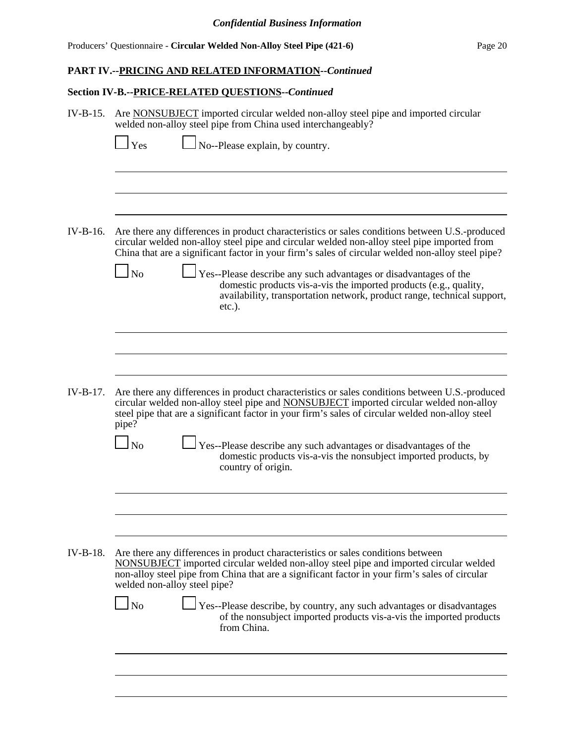## PART IV.--PRICING AND RELATED INFORMATION--*Continued*

### Section IV-B.--PRICE-RELATED QUESTIONS--*Continued*

IV-B-15. Are NONSUBJECT imported circular welded non-alloy steel pipe and imported circular welded non-alloy steel pipe from China used interchangeably?

☐ Yes ☐ No--Please explain, by country.

______________________________________________________________________

______________________________________________________________________

______________________________________________________________________

IV-B-16. Are there any differences in product characteristics or sales conditions between U.S.-produced circular welded non-alloy steel pipe and circular welded non-alloy steel pipe imported from China that are a significant factor in your firm's sales of circular welded non-alloy steel pipe?

☐ No ☐ Yes--Please describe any such advantages or disadvantages of the domestic products vis-a-vis the imported products (e.g., quality, availability, transportation network, product range, technical support, etc.).

______________________________________________________________________

______________________________________________________________________

______________________________________________________________________

IV-B-17. Are there any differences in product characteristics or sales conditions between U.S.-produced circular welded non-alloy steel pipe and NONSUBJECT imported circular welded non-alloy steel pipe that are a significant factor in your firm's sales of circular welded non-alloy steel pipe?

☐ No ☐ Yes--Please describe any such advantages or disadvantages of the domestic products vis-a-vis the nonsubject imported products, by country of origin.

______________________________________________________________________

______________________________________________________________________

______________________________________________________________________

IV-B-18. Are there any differences in product characteristics or sales conditions between NONSUBJECT imported circular welded non-alloy steel pipe and imported circular welded non-alloy steel pipe from China that are a significant factor in your firm's sales of circular welded non-alloy steel pipe?

☐ No ☐ Yes--Please describe, by country, any such advantages or disadvantages of the nonsubject imported products vis-a-vis the imported products from China.

______________________________________________________________________

______________________________________________________________________

______________________________________________________________________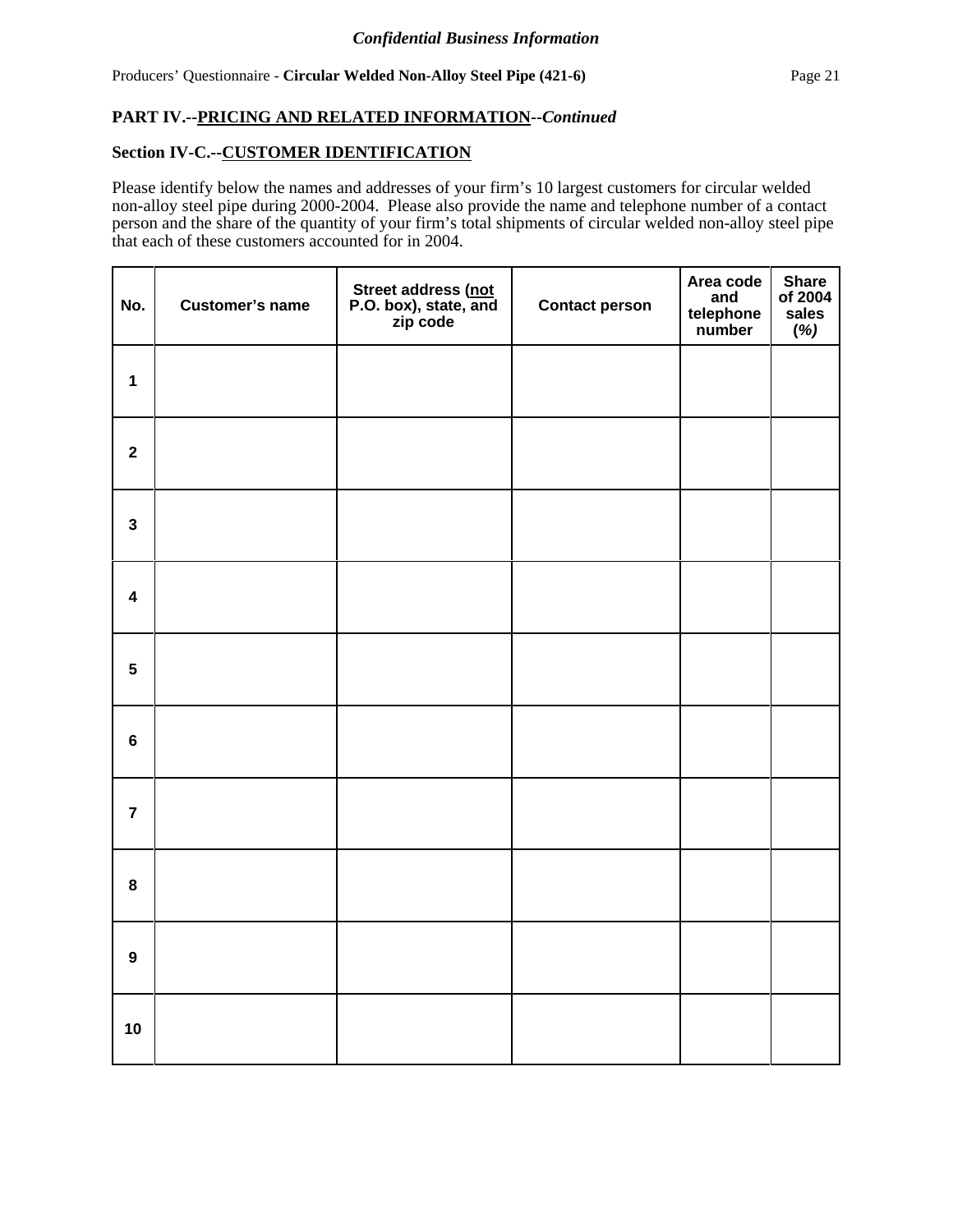*Confidential Business Information*

Producers' Questionnaire - **Circular Welded Non-Alloy Steel Pipe (421-6)**

**PART IV.--PRICING AND RELATED INFORMATION--*Continued***

**Section IV-C.--CUSTOMER IDENTIFICATION**

Please identify below the names and addresses of your firm's 10 largest customers for circular welded non-alloy steel pipe during 2000-2004. Please also provide the name and telephone number of a contact person and the share of the quantity of your firm's total shipments of circular welded non-alloy steel pipe that each of these customers accounted for in 2004.

| No. | Customer's name | Street address (not P.O. box), state, and zip code | Contact person | Area code and telephone number | Share of 2004 sales (%) |
|---|---|---|---|---|---|
| 1 | | | | | |
| 2 | | | | | |
| 3 | | | | | |
| 4 | | | | | |
| 5 | | | | | |
| 6 | | | | | |
| 7 | | | | | |
| 8 | | | | | |
| 9 | | | | | |
| 10 | | | | | |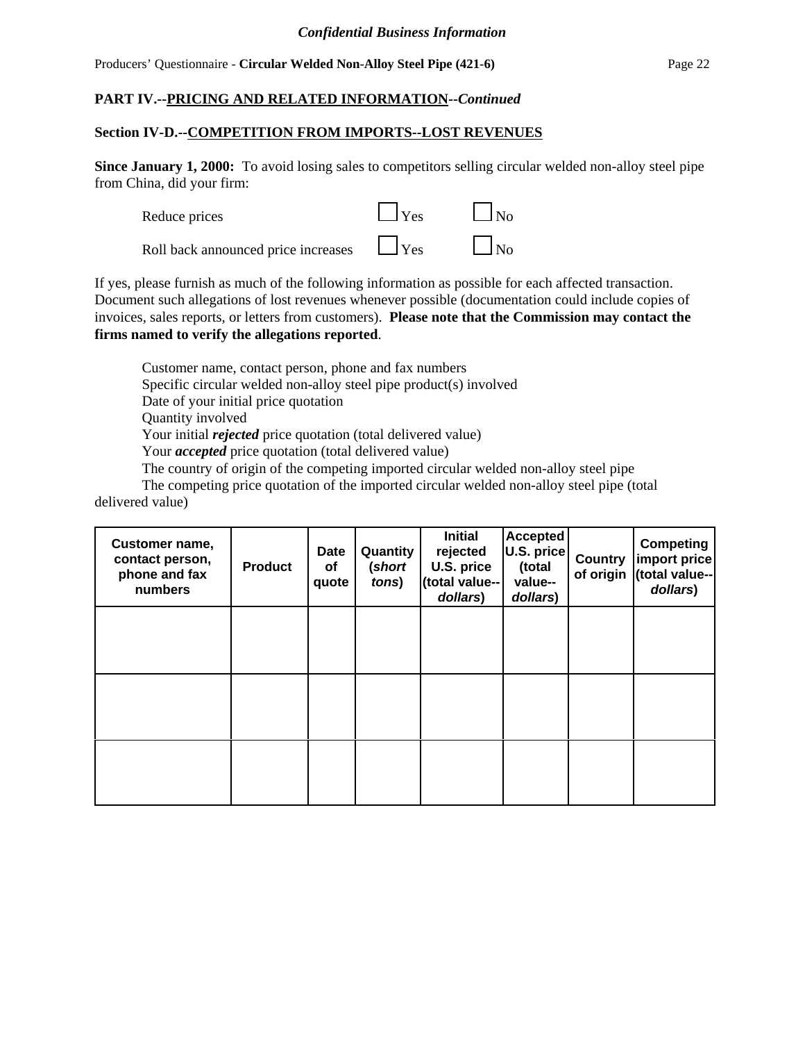**PART IV.--PRICING AND RELATED INFORMATION--*Continued***

**Section IV-D.--COMPETITION FROM IMPORTS--LOST REVENUES**

**Since January 1, 2000:** To avoid losing sales to competitors selling circular welded non-alloy steel pipe from China, did your firm:

Reduce prices ☐ Yes ☐ No

Roll back announced price increases ☐ Yes ☐ No

If yes, please furnish as much of the following information as possible for each affected transaction. Document such allegations of lost revenues whenever possible (documentation could include copies of invoices, sales reports, or letters from customers). **Please note that the Commission may contact the firms named to verify the allegations reported**.

Customer name, contact person, phone and fax numbers
Specific circular welded non-alloy steel pipe product(s) involved
Date of your initial price quotation
Quantity involved
Your initial ***rejected*** price quotation (total delivered value)
Your ***accepted*** price quotation (total delivered value)
The country of origin of the competing imported circular welded non-alloy steel pipe
The competing price quotation of the imported circular welded non-alloy steel pipe (total delivered value)

| Customer name, contact person, phone and fax numbers | Product | Date of quote | Quantity (*short tons*) | Initial rejected U.S. price (total value--*dollars*) | Accepted U.S. price (total value--*dollars*) | Country of origin | Competing import price (total value--*dollars*) |
|---|---|---|---|---|---|---|---|
| | | | | | | | |
| | | | | | | | |
| | | | | | | | |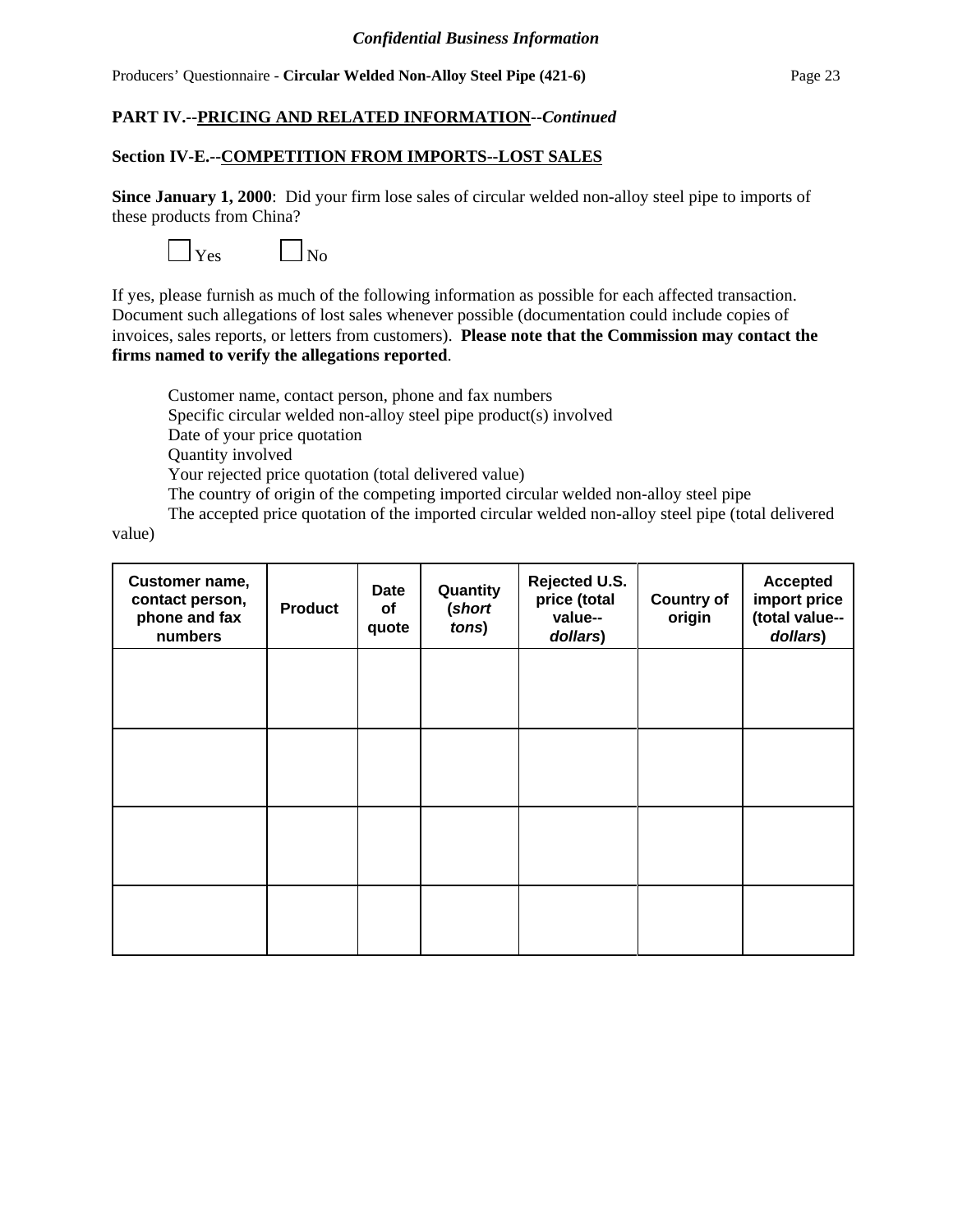**PART IV.--PRICING AND RELATED INFORMATION--*Continued***

**Section IV-E.--COMPETITION FROM IMPORTS--LOST SALES**

**Since January 1, 2000**: Did your firm lose sales of circular welded non-alloy steel pipe to imports of these products from China?

☐ Yes ☐ No

If yes, please furnish as much of the following information as possible for each affected transaction. Document such allegations of lost sales whenever possible (documentation could include copies of invoices, sales reports, or letters from customers). **Please note that the Commission may contact the firms named to verify the allegations reported**.

Customer name, contact person, phone and fax numbers
Specific circular welded non-alloy steel pipe product(s) involved
Date of your price quotation
Quantity involved
Your rejected price quotation (total delivered value)
The country of origin of the competing imported circular welded non-alloy steel pipe
The accepted price quotation of the imported circular welded non-alloy steel pipe (total delivered value)

| Customer name, contact person, phone and fax numbers | Product | Date of quote | Quantity (*short tons*) | Rejected U.S. price (total value--*dollars*) | Country of origin | Accepted import price (total value--*dollars*) |
|---|---|---|---|---|---|---|
| | | | | | | |
| | | | | | | |
| | | | | | | |
| | | | | | | |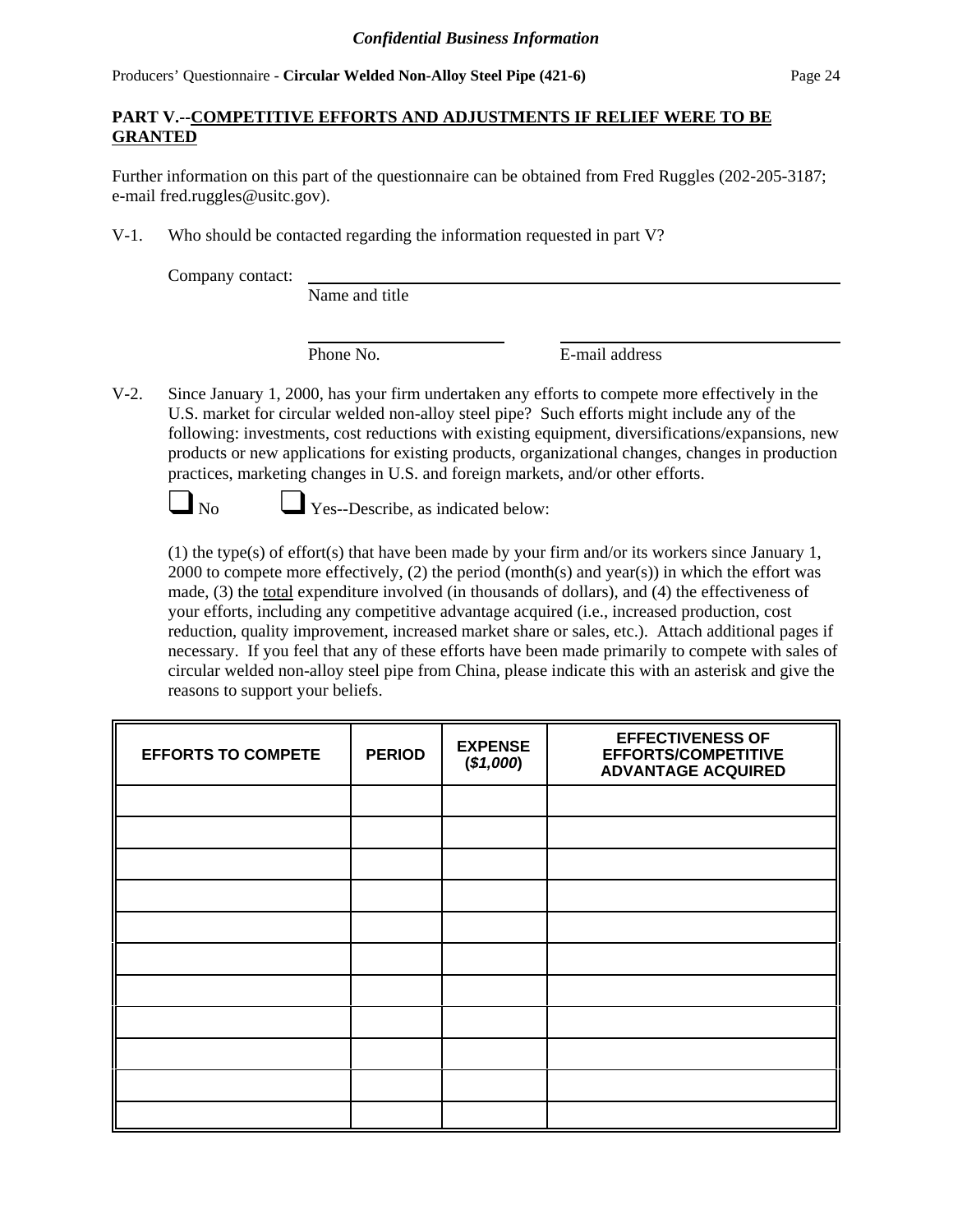## PART V.--COMPETITIVE EFFORTS AND ADJUSTMENTS IF RELIEF WERE TO BE GRANTED

Further information on this part of the questionnaire can be obtained from Fred Ruggles (202-205-3187; e-mail fred.ruggles@usitc.gov).

V-1. Who should be contacted regarding the information requested in part V?

Company contact: ______________________________________________
Name and title

______________________ ______________________
Phone No. E-mail address

V-2. Since January 1, 2000, has your firm undertaken any efforts to compete more effectively in the U.S. market for circular welded non-alloy steel pipe? Such efforts might include any of the following: investments, cost reductions with existing equipment, diversifications/expansions, new products or new applications for existing products, organizational changes, changes in production practices, marketing changes in U.S. and foreign markets, and/or other efforts.

☐ No ☐ Yes--Describe, as indicated below:

(1) the type(s) of effort(s) that have been made by your firm and/or its workers since January 1, 2000 to compete more effectively, (2) the period (month(s) and year(s)) in which the effort was made, (3) the total expenditure involved (in thousands of dollars), and (4) the effectiveness of your efforts, including any competitive advantage acquired (i.e., increased production, cost reduction, quality improvement, increased market share or sales, etc.). Attach additional pages if necessary. If you feel that any of these efforts have been made primarily to compete with sales of circular welded non-alloy steel pipe from China, please indicate this with an asterisk and give the reasons to support your beliefs.

| EFFORTS TO COMPETE | PERIOD | EXPENSE (*$1,000*) | EFFECTIVENESS OF EFFORTS/COMPETITIVE ADVANTAGE ACQUIRED |
|---|---|---|---|
| | | | |
| | | | |
| | | | |
| | | | |
| | | | |
| | | | |
| | | | |
| | | | |
| | | | |
| | | | |
| | | | |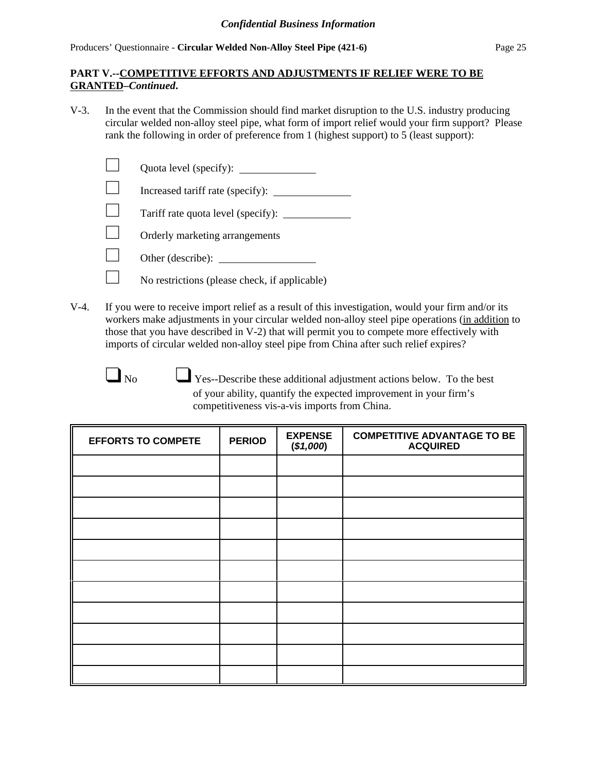**PART V.--COMPETITIVE EFFORTS AND ADJUSTMENTS IF RELIEF WERE TO BE GRANTED–*Continued*.**

V-3. In the event that the Commission should find market disruption to the U.S. industry producing circular welded non-alloy steel pipe, what form of import relief would your firm support? Please rank the following in order of preference from 1 (highest support) to 5 (least support):

☐ Quota level (specify): ______________

☐ Increased tariff rate (specify): ______________

☐ Tariff rate quota level (specify): ______________

☐ Orderly marketing arrangements

☐ Other (describe): ______________

☐ No restrictions (please check, if applicable)

V-4. If you were to receive import relief as a result of this investigation, would your firm and/or its workers make adjustments in your circular welded non-alloy steel pipe operations (<u>in addition</u> to those that you have described in V-2) that will permit you to compete more effectively with imports of circular welded non-alloy steel pipe from China after such relief expires?

☐ No ☐ Yes--Describe these additional adjustment actions below. To the best of your ability, quantify the expected improvement in your firm's competitiveness vis-a-vis imports from China.

| EFFORTS TO COMPETE | PERIOD | EXPENSE (*$1,000*) | COMPETITIVE ADVANTAGE TO BE ACQUIRED |
|---|---|---|---|
| | | | |
| | | | |
| | | | |
| | | | |
| | | | |
| | | | |
| | | | |
| | | | |
| | | | |
| | | | |
| | | | |